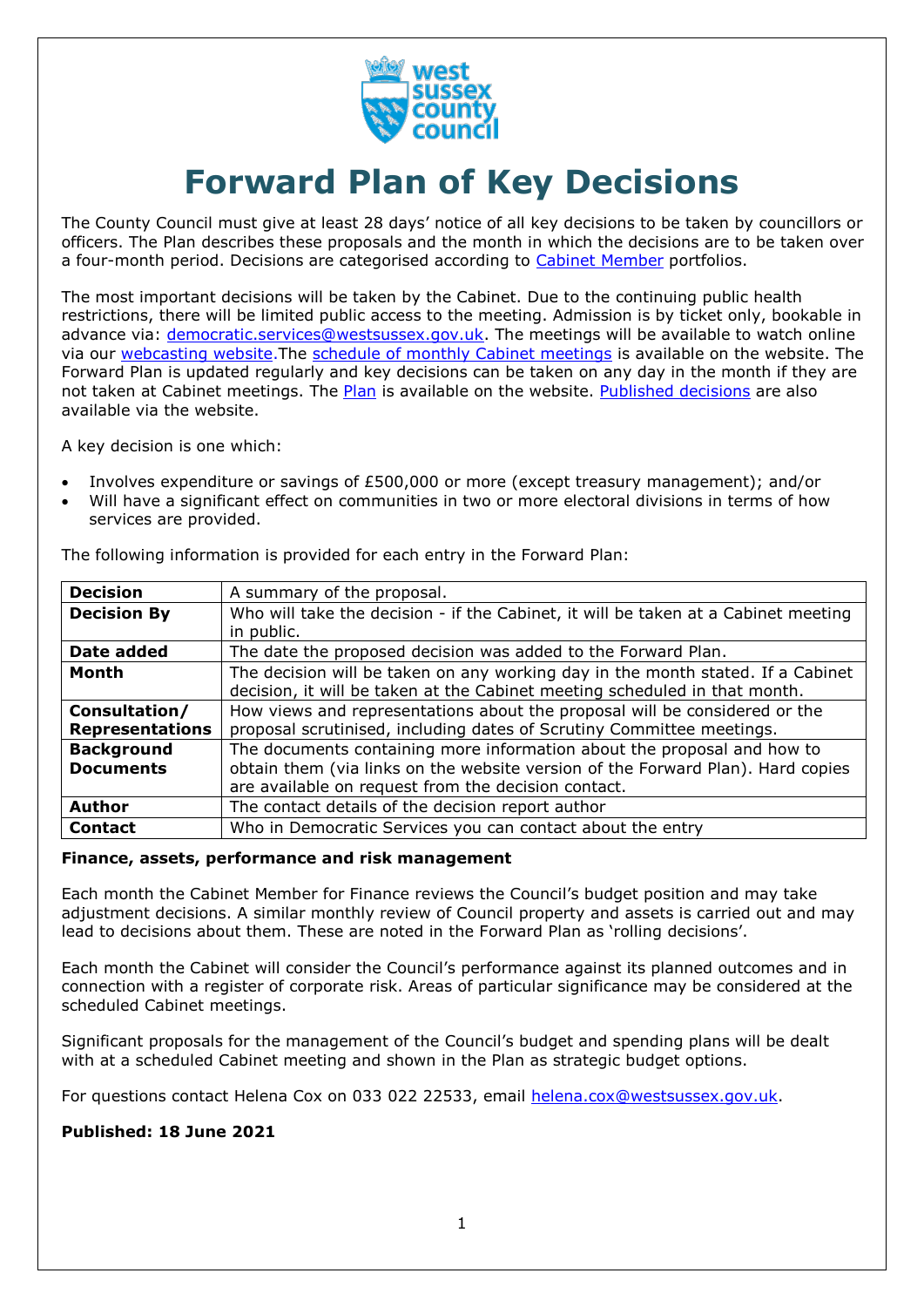# Forward Plan of Key Decisions

The County Council must give at least 28 days' notice of all key decisions to be taken by councillors or officers. The Plan describes these proposals and the month in which the decisions are to be taken over a four-month period. Decisions are categorised according to Cabinet Member portfolios.

The most important decisions will be taken by the Cabinet. Due to the continuing public health restrictions, there will be limited public access to the meeting. Admission is by ticket only, bookable in advance via: democratic.services@westsussex.gov.uk. The meetings will be available to watch online via our webcasting website.The schedule of monthly Cabinet meetings is available on the website. The Forward Plan is updated regularly and key decisions can be taken on any day in the month if they are not taken at Cabinet meetings. The Plan is available on the website. Published decisions are also available via the website.

A key decision is one which:

- Involves expenditure or savings of £500,000 or more (except treasury management); and/or
- Will have a significant effect on communities in two or more electoral divisions in terms of how services are provided.

The following information is provided for each entry in the Forward Plan:

| | |
|---|---|
| **Decision** | A summary of the proposal. |
| **Decision By** | Who will take the decision - if the Cabinet, it will be taken at a Cabinet meeting in public. |
| **Date added** | The date the proposed decision was added to the Forward Plan. |
| **Month** | The decision will be taken on any working day in the month stated. If a Cabinet decision, it will be taken at the Cabinet meeting scheduled in that month. |
| **Consultation/ Representations** | How views and representations about the proposal will be considered or the proposal scrutinised, including dates of Scrutiny Committee meetings. |
| **Background Documents** | The documents containing more information about the proposal and how to obtain them (via links on the website version of the Forward Plan). Hard copies are available on request from the decision contact. |
| **Author** | The contact details of the decision report author |
| **Contact** | Who in Democratic Services you can contact about the entry |

**Finance, assets, performance and risk management**

Each month the Cabinet Member for Finance reviews the Council's budget position and may take adjustment decisions. A similar monthly review of Council property and assets is carried out and may lead to decisions about them. These are noted in the Forward Plan as 'rolling decisions'.

Each month the Cabinet will consider the Council's performance against its planned outcomes and in connection with a register of corporate risk. Areas of particular significance may be considered at the scheduled Cabinet meetings.

Significant proposals for the management of the Council's budget and spending plans will be dealt with at a scheduled Cabinet meeting and shown in the Plan as strategic budget options.

For questions contact Helena Cox on 033 022 22533, email helena.cox@westsussex.gov.uk.

**Published: 18 June 2021**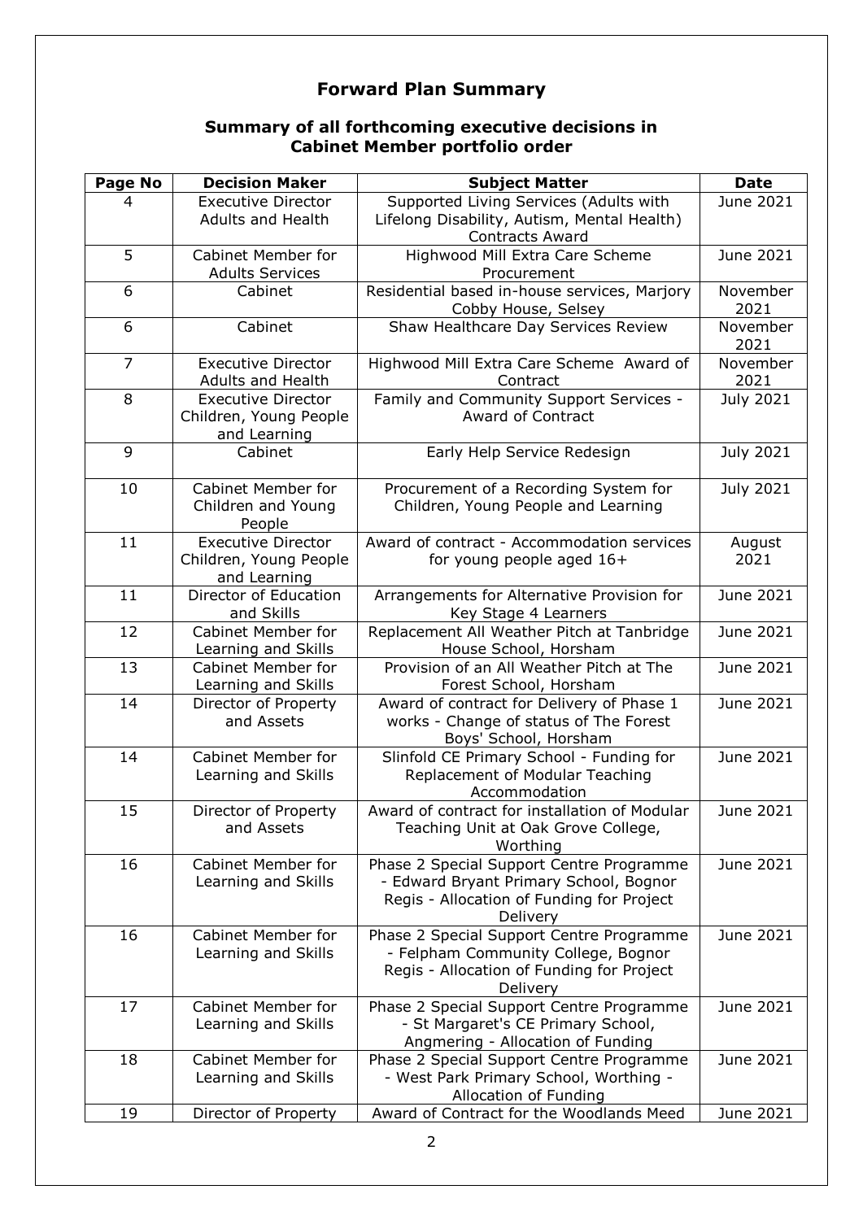# Forward Plan Summary

## Summary of all forthcoming executive decisions in Cabinet Member portfolio order

| Page No | Decision Maker | Subject Matter | Date |
|---|---|---|---|
| 4 | Executive Director Adults and Health | Supported Living Services (Adults with Lifelong Disability, Autism, Mental Health) Contracts Award | June 2021 |
| 5 | Cabinet Member for Adults Services | Highwood Mill Extra Care Scheme Procurement | June 2021 |
| 6 | Cabinet | Residential based in-house services, Marjory Cobby House, Selsey | November 2021 |
| 6 | Cabinet | Shaw Healthcare Day Services Review | November 2021 |
| 7 | Executive Director Adults and Health | Highwood Mill Extra Care Scheme Award of Contract | November 2021 |
| 8 | Executive Director Children, Young People and Learning | Family and Community Support Services - Award of Contract | July 2021 |
| 9 | Cabinet | Early Help Service Redesign | July 2021 |
| 10 | Cabinet Member for Children and Young People | Procurement of a Recording System for Children, Young People and Learning | July 2021 |
| 11 | Executive Director Children, Young People and Learning | Award of contract - Accommodation services for young people aged 16+ | August 2021 |
| 11 | Director of Education and Skills | Arrangements for Alternative Provision for Key Stage 4 Learners | June 2021 |
| 12 | Cabinet Member for Learning and Skills | Replacement All Weather Pitch at Tanbridge House School, Horsham | June 2021 |
| 13 | Cabinet Member for Learning and Skills | Provision of an All Weather Pitch at The Forest School, Horsham | June 2021 |
| 14 | Director of Property and Assets | Award of contract for Delivery of Phase 1 works - Change of status of The Forest Boys' School, Horsham | June 2021 |
| 14 | Cabinet Member for Learning and Skills | Slinfold CE Primary School - Funding for Replacement of Modular Teaching Accommodation | June 2021 |
| 15 | Director of Property and Assets | Award of contract for installation of Modular Teaching Unit at Oak Grove College, Worthing | June 2021 |
| 16 | Cabinet Member for Learning and Skills | Phase 2 Special Support Centre Programme - Edward Bryant Primary School, Bognor Regis - Allocation of Funding for Project Delivery | June 2021 |
| 16 | Cabinet Member for Learning and Skills | Phase 2 Special Support Centre Programme - Felpham Community College, Bognor Regis - Allocation of Funding for Project Delivery | June 2021 |
| 17 | Cabinet Member for Learning and Skills | Phase 2 Special Support Centre Programme - St Margaret's CE Primary School, Angmering - Allocation of Funding | June 2021 |
| 18 | Cabinet Member for Learning and Skills | Phase 2 Special Support Centre Programme - West Park Primary School, Worthing - Allocation of Funding | June 2021 |
| 19 | Director of Property | Award of Contract for the Woodlands Meed | June 2021 |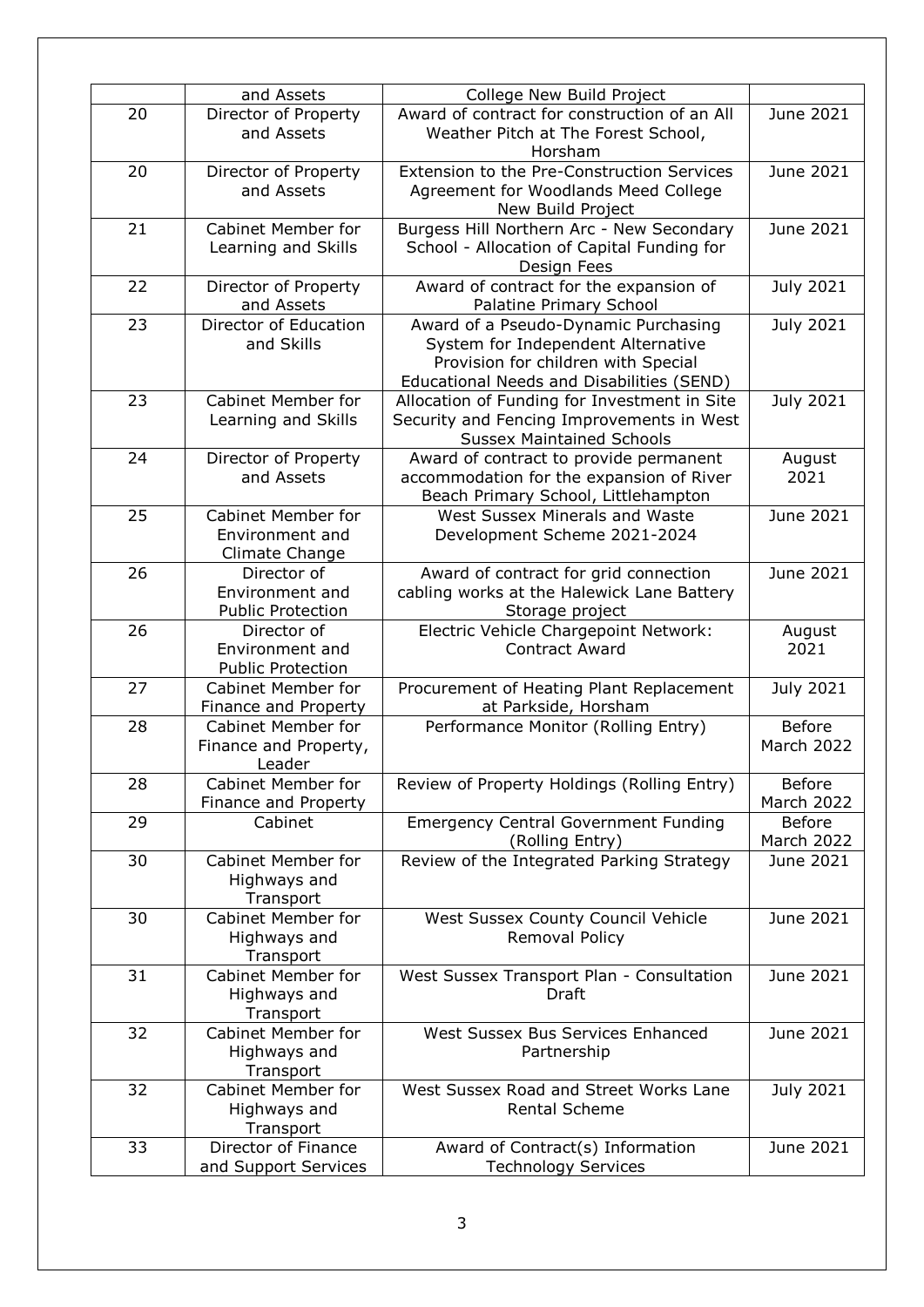| | | | |
|---|---|---|---|
| | and Assets | College New Build Project | |
| 20 | Director of Property and Assets | Award of contract for construction of an All Weather Pitch at The Forest School, Horsham | June 2021 |
| 20 | Director of Property and Assets | Extension to the Pre-Construction Services Agreement for Woodlands Meed College New Build Project | June 2021 |
| 21 | Cabinet Member for Learning and Skills | Burgess Hill Northern Arc - New Secondary School - Allocation of Capital Funding for Design Fees | June 2021 |
| 22 | Director of Property and Assets | Award of contract for the expansion of Palatine Primary School | July 2021 |
| 23 | Director of Education and Skills | Award of a Pseudo-Dynamic Purchasing System for Independent Alternative Provision for children with Special Educational Needs and Disabilities (SEND) | July 2021 |
| 23 | Cabinet Member for Learning and Skills | Allocation of Funding for Investment in Site Security and Fencing Improvements in West Sussex Maintained Schools | July 2021 |
| 24 | Director of Property and Assets | Award of contract to provide permanent accommodation for the expansion of River Beach Primary School, Littlehampton | August 2021 |
| 25 | Cabinet Member for Environment and Climate Change | West Sussex Minerals and Waste Development Scheme 2021-2024 | June 2021 |
| 26 | Director of Environment and Public Protection | Award of contract for grid connection cabling works at the Halewick Lane Battery Storage project | June 2021 |
| 26 | Director of Environment and Public Protection | Electric Vehicle Chargepoint Network: Contract Award | August 2021 |
| 27 | Cabinet Member for Finance and Property | Procurement of Heating Plant Replacement at Parkside, Horsham | July 2021 |
| 28 | Cabinet Member for Finance and Property, Leader | Performance Monitor (Rolling Entry) | Before March 2022 |
| 28 | Cabinet Member for Finance and Property | Review of Property Holdings (Rolling Entry) | Before March 2022 |
| 29 | Cabinet | Emergency Central Government Funding (Rolling Entry) | Before March 2022 |
| 30 | Cabinet Member for Highways and Transport | Review of the Integrated Parking Strategy | June 2021 |
| 30 | Cabinet Member for Highways and Transport | West Sussex County Council Vehicle Removal Policy | June 2021 |
| 31 | Cabinet Member for Highways and Transport | West Sussex Transport Plan - Consultation Draft | June 2021 |
| 32 | Cabinet Member for Highways and Transport | West Sussex Bus Services Enhanced Partnership | June 2021 |
| 32 | Cabinet Member for Highways and Transport | West Sussex Road and Street Works Lane Rental Scheme | July 2021 |
| 33 | Director of Finance and Support Services | Award of Contract(s) Information Technology Services | June 2021 |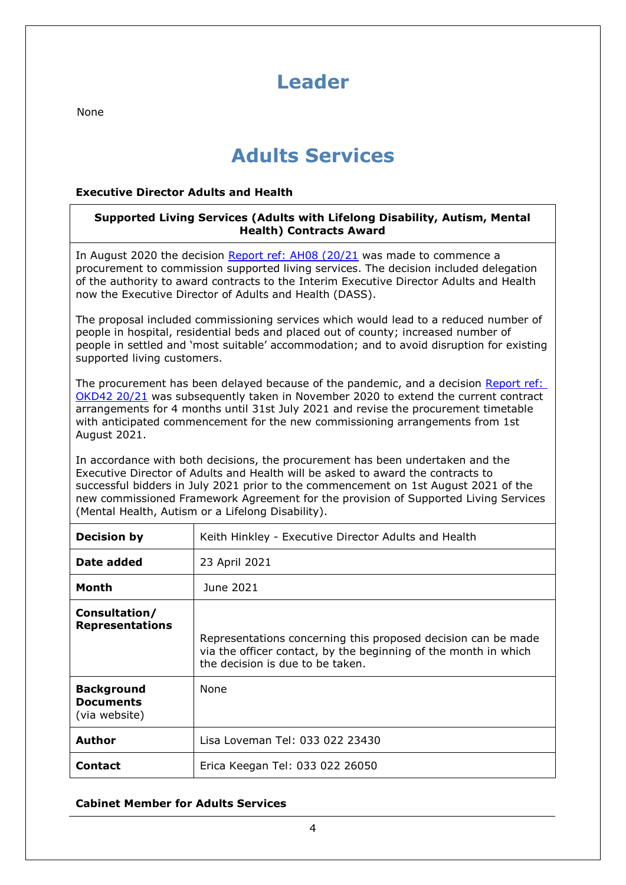# Leader

None

# Adults Services

**Executive Director Adults and Health**

| **Supported Living Services (Adults with Lifelong Disability, Autism, Mental Health) Contracts Award** | |
|---|---|
| In August 2020 the decision [Report ref: AH08 (20/21](#) was made to commence a procurement to commission supported living services. The decision included delegation of the authority to award contracts to the Interim Executive Director Adults and Health now the Executive Director of Adults and Health (DASS).<br><br>The proposal included commissioning services which would lead to a reduced number of people in hospital, residential beds and placed out of county; increased number of people in settled and 'most suitable' accommodation; and to avoid disruption for existing supported living customers.<br><br>The procurement has been delayed because of the pandemic, and a decision [Report ref: OKD42 20/21](#) was subsequently taken in November 2020 to extend the current contract arrangements for 4 months until 31st July 2021 and revise the procurement timetable with anticipated commencement for the new commissioning arrangements from 1st August 2021.<br><br>In accordance with both decisions, the procurement has been undertaken and the Executive Director of Adults and Health will be asked to award the contracts to successful bidders in July 2021 prior to the commencement on 1st August 2021 of the new commissioned Framework Agreement for the provision of Supported Living Services (Mental Health, Autism or a Lifelong Disability). | |
| **Decision by** | Keith Hinkley - Executive Director Adults and Health |
| **Date added** | 23 April 2021 |
| **Month** | June 2021 |
| **Consultation/ Representations** | Representations concerning this proposed decision can be made via the officer contact, by the beginning of the month in which the decision is due to be taken. |
| **Background Documents** (via website) | None |
| **Author** | Lisa Loveman Tel: 033 022 23430 |
| **Contact** | Erica Keegan Tel: 033 022 26050 |

**Cabinet Member for Adults Services**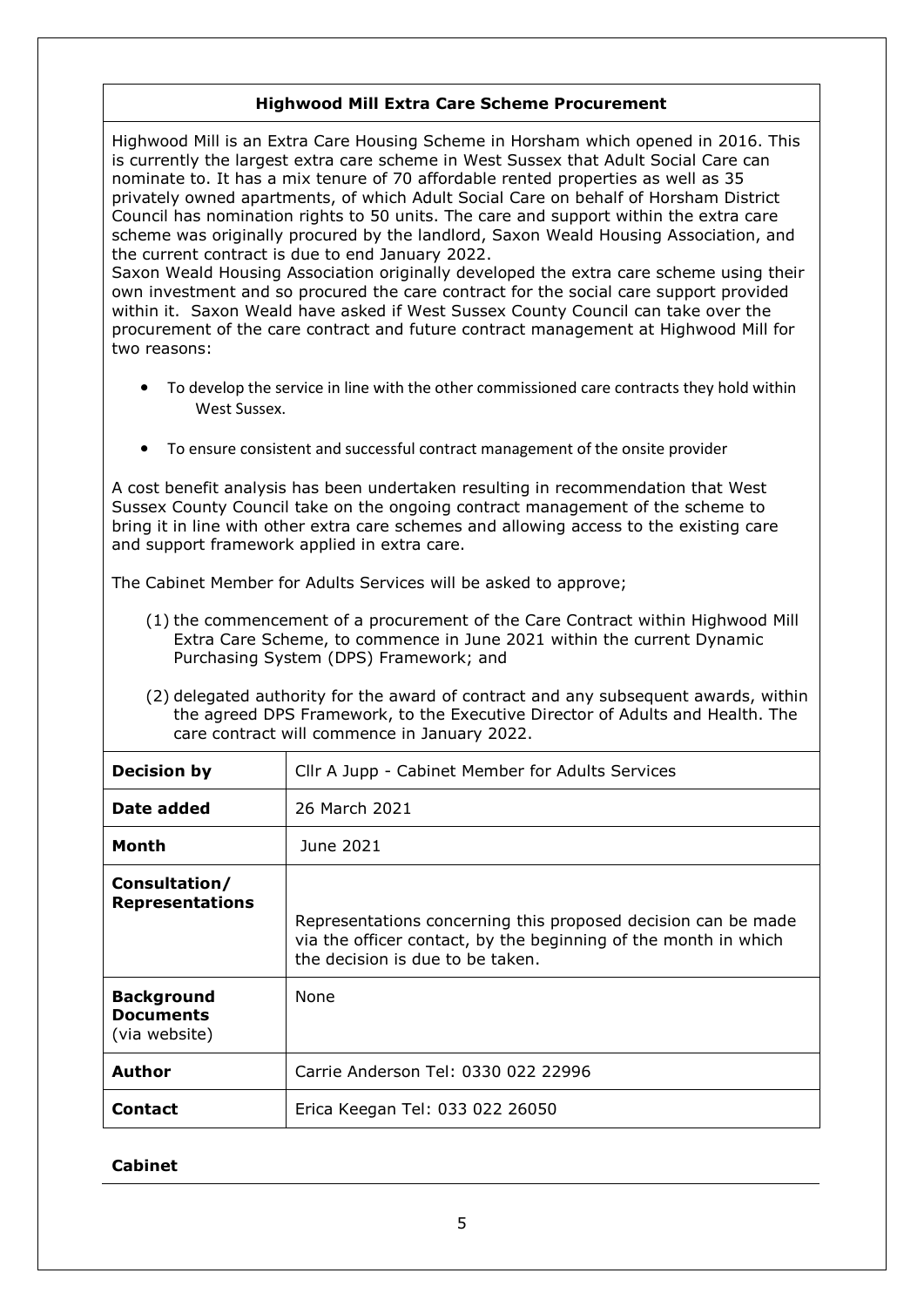### Highwood Mill Extra Care Scheme Procurement

Highwood Mill is an Extra Care Housing Scheme in Horsham which opened in 2016. This is currently the largest extra care scheme in West Sussex that Adult Social Care can nominate to. It has a mix tenure of 70 affordable rented properties as well as 35 privately owned apartments, of which Adult Social Care on behalf of Horsham District Council has nomination rights to 50 units. The care and support within the extra care scheme was originally procured by the landlord, Saxon Weald Housing Association, and the current contract is due to end January 2022.

Saxon Weald Housing Association originally developed the extra care scheme using their own investment and so procured the care contract for the social care support provided within it. Saxon Weald have asked if West Sussex County Council can take over the procurement of the care contract and future contract management at Highwood Mill for two reasons:

- To develop the service in line with the other commissioned care contracts they hold within West Sussex.
- To ensure consistent and successful contract management of the onsite provider

A cost benefit analysis has been undertaken resulting in recommendation that West Sussex County Council take on the ongoing contract management of the scheme to bring it in line with other extra care schemes and allowing access to the existing care and support framework applied in extra care.

The Cabinet Member for Adults Services will be asked to approve;

(1) the commencement of a procurement of the Care Contract within Highwood Mill Extra Care Scheme, to commence in June 2021 within the current Dynamic Purchasing System (DPS) Framework; and

(2) delegated authority for the award of contract and any subsequent awards, within the agreed DPS Framework, to the Executive Director of Adults and Health. The care contract will commence in January 2022.

| | |
|---|---|
| **Decision by** | Cllr A Jupp - Cabinet Member for Adults Services |
| **Date added** | 26 March 2021 |
| **Month** | June 2021 |
| **Consultation/ Representations** | Representations concerning this proposed decision can be made via the officer contact, by the beginning of the month in which the decision is due to be taken. |
| **Background Documents** (via website) | None |
| **Author** | Carrie Anderson Tel: 0330 022 22996 |
| **Contact** | Erica Keegan Tel: 033 022 26050 |

**Cabinet**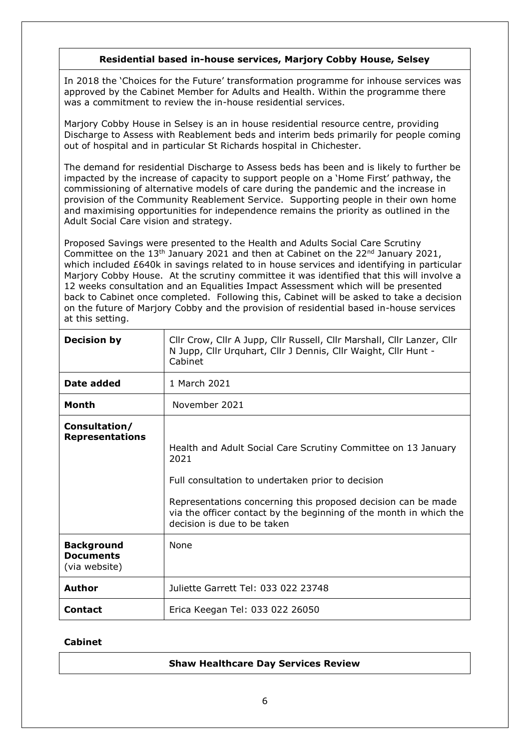### Residential based in-house services, Marjory Cobby House, Selsey

In 2018 the 'Choices for the Future' transformation programme for inhouse services was approved by the Cabinet Member for Adults and Health. Within the programme there was a commitment to review the in-house residential services.

Marjory Cobby House in Selsey is an in house residential resource centre, providing Discharge to Assess with Reablement beds and interim beds primarily for people coming out of hospital and in particular St Richards hospital in Chichester.

The demand for residential Discharge to Assess beds has been and is likely to further be impacted by the increase of capacity to support people on a 'Home First' pathway, the commissioning of alternative models of care during the pandemic and the increase in provision of the Community Reablement Service. Supporting people in their own home and maximising opportunities for independence remains the priority as outlined in the Adult Social Care vision and strategy.

Proposed Savings were presented to the Health and Adults Social Care Scrutiny Committee on the 13th January 2021 and then at Cabinet on the 22nd January 2021, which included £640k in savings related to in house services and identifying in particular Marjory Cobby House. At the scrutiny committee it was identified that this will involve a 12 weeks consultation and an Equalities Impact Assessment which will be presented back to Cabinet once completed. Following this, Cabinet will be asked to take a decision on the future of Marjory Cobby and the provision of residential based in-house services at this setting.

| | |
|---|---|
| **Decision by** | Cllr Crow, Cllr A Jupp, Cllr Russell, Cllr Marshall, Cllr Lanzer, Cllr N Jupp, Cllr Urquhart, Cllr J Dennis, Cllr Waight, Cllr Hunt - Cabinet |
| **Date added** | 1 March 2021 |
| **Month** | November 2021 |
| **Consultation/ Representations** | Health and Adult Social Care Scrutiny Committee on 13 January 2021<br><br>Full consultation to undertaken prior to decision<br><br>Representations concerning this proposed decision can be made via the officer contact by the beginning of the month in which the decision is due to be taken |
| **Background Documents** (via website) | None |
| **Author** | Juliette Garrett Tel: 033 022 23748 |
| **Contact** | Erica Keegan Tel: 033 022 26050 |

**Cabinet**

### Shaw Healthcare Day Services Review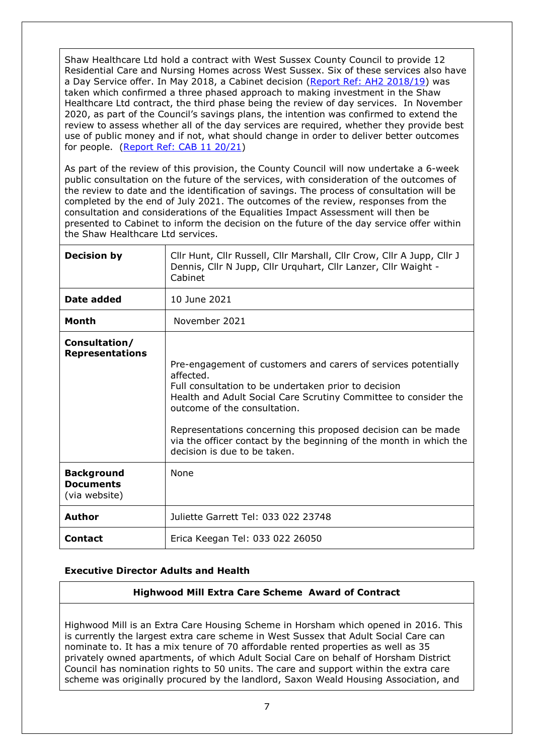Shaw Healthcare Ltd hold a contract with West Sussex County Council to provide 12 Residential Care and Nursing Homes across West Sussex. Six of these services also have a Day Service offer. In May 2018, a Cabinet decision ([Report Ref: AH2 2018/19]) was taken which confirmed a three phased approach to making investment in the Shaw Healthcare Ltd contract, the third phase being the review of day services. In November 2020, as part of the Council's savings plans, the intention was confirmed to extend the review to assess whether all of the day services are required, whether they provide best use of public money and if not, what should change in order to deliver better outcomes for people. ([Report Ref: CAB 11 20/21])

As part of the review of this provision, the County Council will now undertake a 6-week public consultation on the future of the services, with consideration of the outcomes of the review to date and the identification of savings. The process of consultation will be completed by the end of July 2021. The outcomes of the review, responses from the consultation and considerations of the Equalities Impact Assessment will then be presented to Cabinet to inform the decision on the future of the day service offer within the Shaw Healthcare Ltd services.

| | |
|---|---|
| **Decision by** | Cllr Hunt, Cllr Russell, Cllr Marshall, Cllr Crow, Cllr A Jupp, Cllr J Dennis, Cllr N Jupp, Cllr Urquhart, Cllr Lanzer, Cllr Waight - Cabinet |
| **Date added** | 10 June 2021 |
| **Month** | November 2021 |
| **Consultation/ Representations** | Pre-engagement of customers and carers of services potentially affected.<br>Full consultation to be undertaken prior to decision<br>Health and Adult Social Care Scrutiny Committee to consider the outcome of the consultation.<br><br>Representations concerning this proposed decision can be made via the officer contact by the beginning of the month in which the decision is due to be taken. |
| **Background Documents** (via website) | None |
| **Author** | Juliette Garrett Tel: 033 022 23748 |
| **Contact** | Erica Keegan Tel: 033 022 26050 |

**Executive Director Adults and Health**

**Highwood Mill Extra Care Scheme Award of Contract**

Highwood Mill is an Extra Care Housing Scheme in Horsham which opened in 2016. This is currently the largest extra care scheme in West Sussex that Adult Social Care can nominate to. It has a mix tenure of 70 affordable rented properties as well as 35 privately owned apartments, of which Adult Social Care on behalf of Horsham District Council has nomination rights to 50 units. The care and support within the extra care scheme was originally procured by the landlord, Saxon Weald Housing Association, and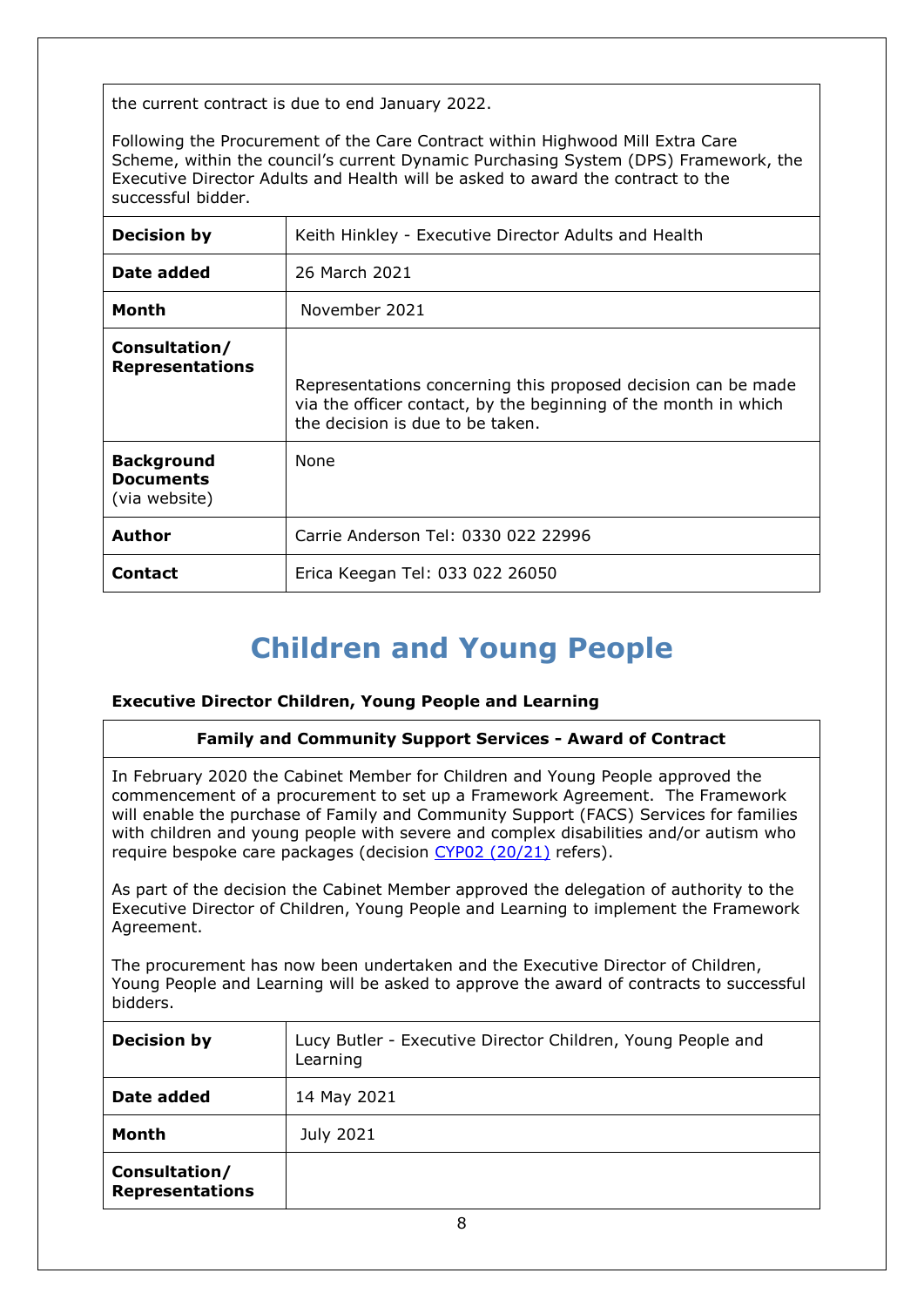the current contract is due to end January 2022.

Following the Procurement of the Care Contract within Highwood Mill Extra Care Scheme, within the council's current Dynamic Purchasing System (DPS) Framework, the Executive Director Adults and Health will be asked to award the contract to the successful bidder.

| | |
|---|---|
| **Decision by** | Keith Hinkley - Executive Director Adults and Health |
| **Date added** | 26 March 2021 |
| **Month** | November 2021 |
| **Consultation/ Representations** | Representations concerning this proposed decision can be made via the officer contact, by the beginning of the month in which the decision is due to be taken. |
| **Background Documents** (via website) | None |
| **Author** | Carrie Anderson Tel: 0330 022 22996 |
| **Contact** | Erica Keegan Tel: 033 022 26050 |

# Children and Young People

**Executive Director Children, Young People and Learning**

**Family and Community Support Services - Award of Contract**

In February 2020 the Cabinet Member for Children and Young People approved the commencement of a procurement to set up a Framework Agreement. The Framework will enable the purchase of Family and Community Support (FACS) Services for families with children and young people with severe and complex disabilities and/or autism who require bespoke care packages (decision CYP02 (20/21) refers).

As part of the decision the Cabinet Member approved the delegation of authority to the Executive Director of Children, Young People and Learning to implement the Framework Agreement.

The procurement has now been undertaken and the Executive Director of Children, Young People and Learning will be asked to approve the award of contracts to successful bidders.

| | |
|---|---|
| **Decision by** | Lucy Butler - Executive Director Children, Young People and Learning |
| **Date added** | 14 May 2021 |
| **Month** | July 2021 |
| **Consultation/ Representations** | |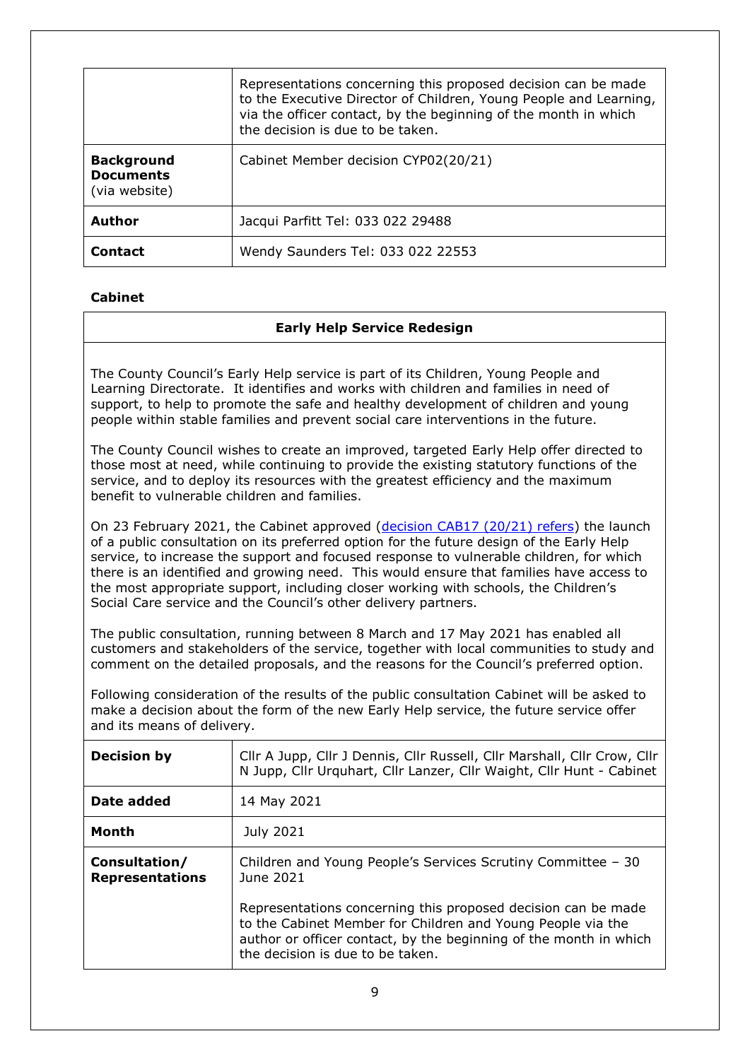| | |
|---|---|
| | Representations concerning this proposed decision can be made to the Executive Director of Children, Young People and Learning, via the officer contact, by the beginning of the month in which the decision is due to be taken. |
| **Background Documents** (via website) | Cabinet Member decision CYP02(20/21) |
| **Author** | Jacqui Parfitt Tel: 033 022 29488 |
| **Contact** | Wendy Saunders Tel: 033 022 22553 |

**Cabinet**

**Early Help Service Redesign**

The County Council's Early Help service is part of its Children, Young People and Learning Directorate. It identifies and works with children and families in need of support, to help to promote the safe and healthy development of children and young people within stable families and prevent social care interventions in the future.

The County Council wishes to create an improved, targeted Early Help offer directed to those most at need, while continuing to provide the existing statutory functions of the service, and to deploy its resources with the greatest efficiency and the maximum benefit to vulnerable children and families.

On 23 February 2021, the Cabinet approved (decision CAB17 (20/21) refers) the launch of a public consultation on its preferred option for the future design of the Early Help service, to increase the support and focused response to vulnerable children, for which there is an identified and growing need. This would ensure that families have access to the most appropriate support, including closer working with schools, the Children's Social Care service and the Council's other delivery partners.

The public consultation, running between 8 March and 17 May 2021 has enabled all customers and stakeholders of the service, together with local communities to study and comment on the detailed proposals, and the reasons for the Council's preferred option.

Following consideration of the results of the public consultation Cabinet will be asked to make a decision about the form of the new Early Help service, the future service offer and its means of delivery.

| | |
|---|---|
| **Decision by** | Cllr A Jupp, Cllr J Dennis, Cllr Russell, Cllr Marshall, Cllr Crow, Cllr N Jupp, Cllr Urquhart, Cllr Lanzer, Cllr Waight, Cllr Hunt - Cabinet |
| **Date added** | 14 May 2021 |
| **Month** | July 2021 |
| **Consultation/ Representations** | Children and Young People's Services Scrutiny Committee – 30 June 2021<br><br>Representations concerning this proposed decision can be made to the Cabinet Member for Children and Young People via the author or officer contact, by the beginning of the month in which the decision is due to be taken. |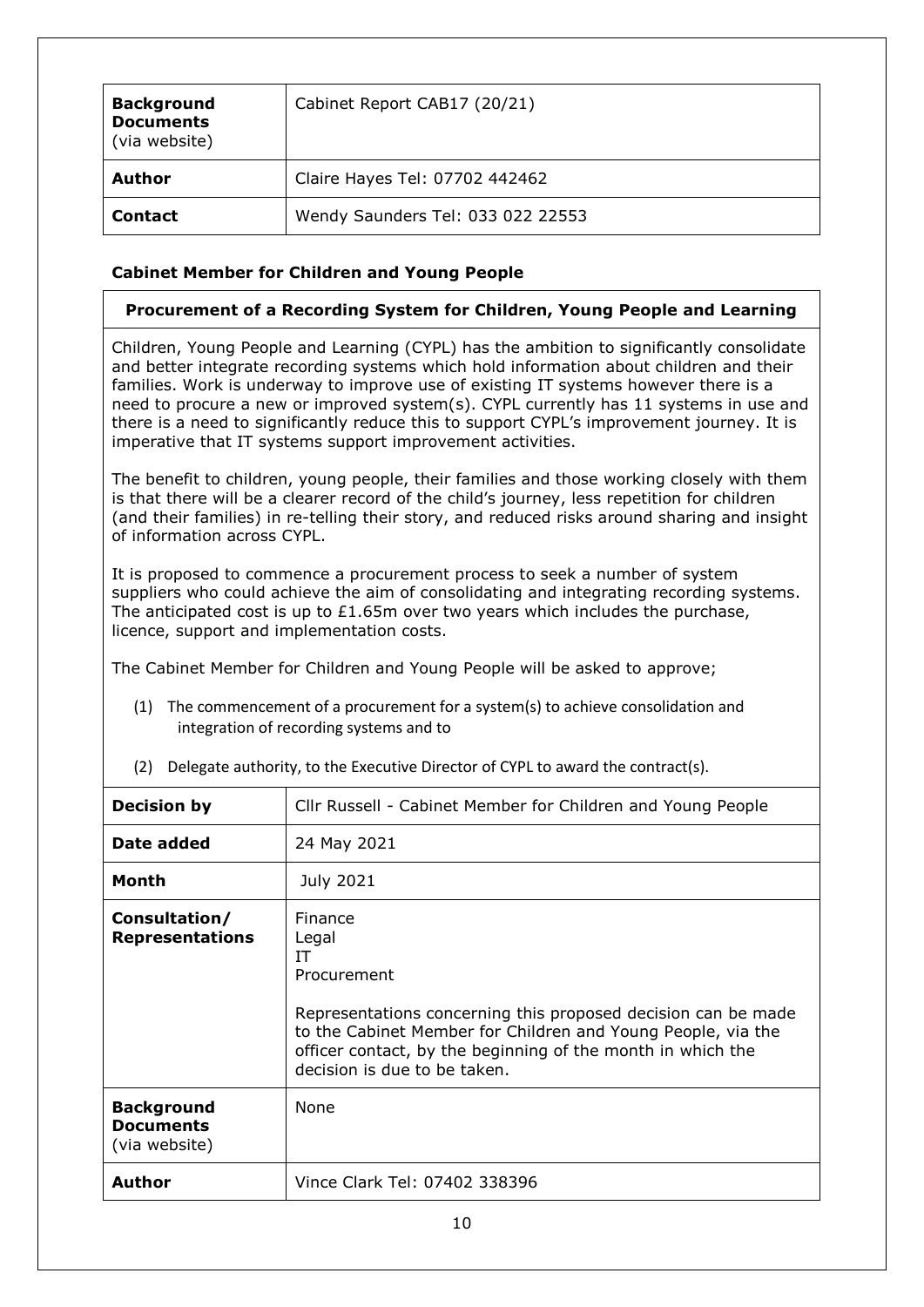| **Background Documents** (via website) | Cabinet Report CAB17 (20/21) |
|---|---|
| **Author** | Claire Hayes Tel: 07702 442462 |
| **Contact** | Wendy Saunders Tel: 033 022 22553 |

**Cabinet Member for Children and Young People**

**Procurement of a Recording System for Children, Young People and Learning**

Children, Young People and Learning (CYPL) has the ambition to significantly consolidate and better integrate recording systems which hold information about children and their families. Work is underway to improve use of existing IT systems however there is a need to procure a new or improved system(s). CYPL currently has 11 systems in use and there is a need to significantly reduce this to support CYPL's improvement journey. It is imperative that IT systems support improvement activities.

The benefit to children, young people, their families and those working closely with them is that there will be a clearer record of the child's journey, less repetition for children (and their families) in re-telling their story, and reduced risks around sharing and insight of information across CYPL.

It is proposed to commence a procurement process to seek a number of system suppliers who could achieve the aim of consolidating and integrating recording systems. The anticipated cost is up to £1.65m over two years which includes the purchase, licence, support and implementation costs.

The Cabinet Member for Children and Young People will be asked to approve;

(1) The commencement of a procurement for a system(s) to achieve consolidation and integration of recording systems and to

(2) Delegate authority, to the Executive Director of CYPL to award the contract(s).

| **Decision by** | Cllr Russell - Cabinet Member for Children and Young People |
|---|---|
| **Date added** | 24 May 2021 |
| **Month** | July 2021 |
| **Consultation/ Representations** | Finance<br>Legal<br>IT<br>Procurement<br><br>Representations concerning this proposed decision can be made to the Cabinet Member for Children and Young People, via the officer contact, by the beginning of the month in which the decision is due to be taken. |
| **Background Documents** (via website) | None |
| **Author** | Vince Clark Tel: 07402 338396 |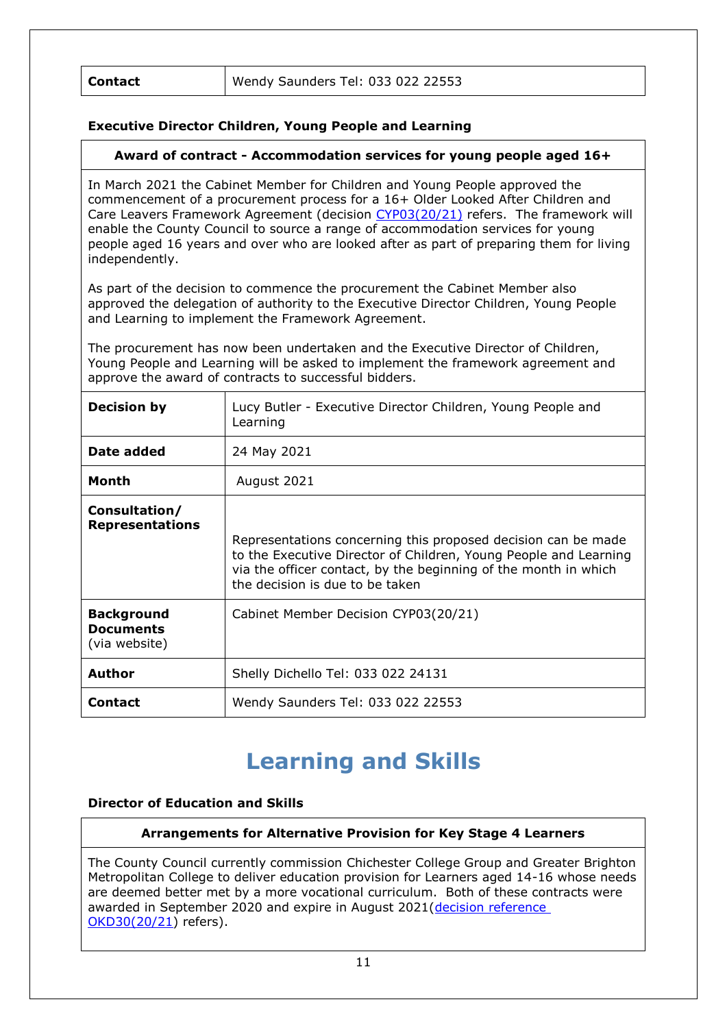| **Contact** | Wendy Saunders Tel: 033 022 22553 |
|---|---|

**Executive Director Children, Young People and Learning**

| **Award of contract - Accommodation services for young people aged 16+** | |
|---|---|
| In March 2021 the Cabinet Member for Children and Young People approved the commencement of a procurement process for a 16+ Older Looked After Children and Care Leavers Framework Agreement (decision CYP03(20/21) refers. The framework will enable the County Council to source a range of accommodation services for young people aged 16 years and over who are looked after as part of preparing them for living independently.<br><br>As part of the decision to commence the procurement the Cabinet Member also approved the delegation of authority to the Executive Director Children, Young People and Learning to implement the Framework Agreement.<br><br>The procurement has now been undertaken and the Executive Director of Children, Young People and Learning will be asked to implement the framework agreement and approve the award of contracts to successful bidders. | |
| **Decision by** | Lucy Butler - Executive Director Children, Young People and Learning |
| **Date added** | 24 May 2021 |
| **Month** | August 2021 |
| **Consultation/ Representations** | Representations concerning this proposed decision can be made to the Executive Director of Children, Young People and Learning via the officer contact, by the beginning of the month in which the decision is due to be taken |
| **Background Documents** (via website) | Cabinet Member Decision CYP03(20/21) |
| **Author** | Shelly Dichello Tel: 033 022 24131 |
| **Contact** | Wendy Saunders Tel: 033 022 22553 |

# Learning and Skills

**Director of Education and Skills**

| **Arrangements for Alternative Provision for Key Stage 4 Learners** |
|---|
| The County Council currently commission Chichester College Group and Greater Brighton Metropolitan College to deliver education provision for Learners aged 14-16 whose needs are deemed better met by a more vocational curriculum. Both of these contracts were awarded in September 2020 and expire in August 2021(decision reference OKD30(20/21) refers). |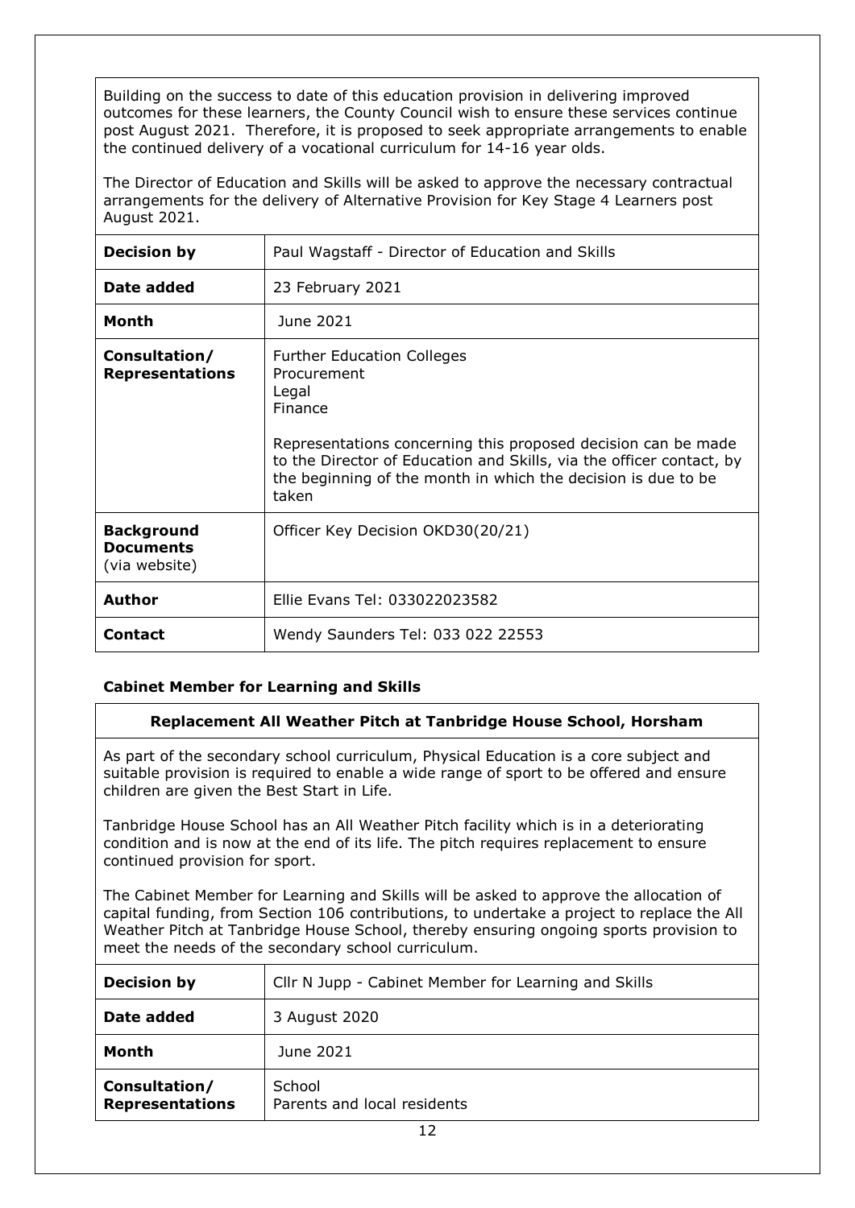Building on the success to date of this education provision in delivering improved outcomes for these learners, the County Council wish to ensure these services continue post August 2021. Therefore, it is proposed to seek appropriate arrangements to enable the continued delivery of a vocational curriculum for 14-16 year olds.

The Director of Education and Skills will be asked to approve the necessary contractual arrangements for the delivery of Alternative Provision for Key Stage 4 Learners post August 2021.

| | |
|---|---|
| **Decision by** | Paul Wagstaff - Director of Education and Skills |
| **Date added** | 23 February 2021 |
| **Month** | June 2021 |
| **Consultation/ Representations** | Further Education Colleges<br>Procurement<br>Legal<br>Finance<br><br>Representations concerning this proposed decision can be made to the Director of Education and Skills, via the officer contact, by the beginning of the month in which the decision is due to be taken |
| **Background Documents** (via website) | Officer Key Decision OKD30(20/21) |
| **Author** | Ellie Evans Tel: 033022023582 |
| **Contact** | Wendy Saunders Tel: 033 022 22553 |

### Cabinet Member for Learning and Skills

#### Replacement All Weather Pitch at Tanbridge House School, Horsham

As part of the secondary school curriculum, Physical Education is a core subject and suitable provision is required to enable a wide range of sport to be offered and ensure children are given the Best Start in Life.

Tanbridge House School has an All Weather Pitch facility which is in a deteriorating condition and is now at the end of its life. The pitch requires replacement to ensure continued provision for sport.

The Cabinet Member for Learning and Skills will be asked to approve the allocation of capital funding, from Section 106 contributions, to undertake a project to replace the All Weather Pitch at Tanbridge House School, thereby ensuring ongoing sports provision to meet the needs of the secondary school curriculum.

| | |
|---|---|
| **Decision by** | Cllr N Jupp - Cabinet Member for Learning and Skills |
| **Date added** | 3 August 2020 |
| **Month** | June 2021 |
| **Consultation/ Representations** | School<br>Parents and local residents |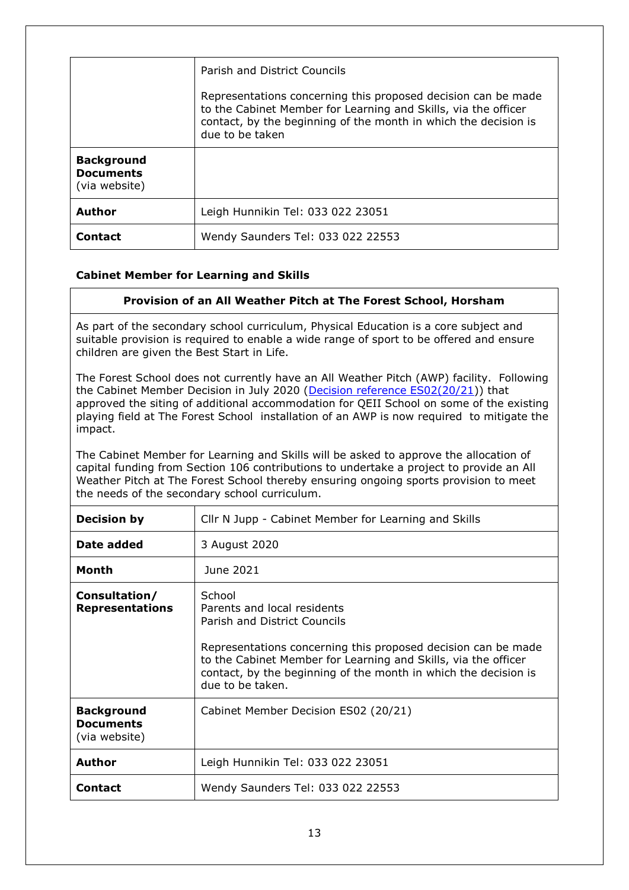| | |
|---|---|
| | Parish and District Councils<br><br>Representations concerning this proposed decision can be made to the Cabinet Member for Learning and Skills, via the officer contact, by the beginning of the month in which the decision is due to be taken |
| **Background Documents** (via website) | |
| **Author** | Leigh Hunnikin Tel: 033 022 23051 |
| **Contact** | Wendy Saunders Tel: 033 022 22553 |

**Cabinet Member for Learning and Skills**

**Provision of an All Weather Pitch at The Forest School, Horsham**

As part of the secondary school curriculum, Physical Education is a core subject and suitable provision is required to enable a wide range of sport to be offered and ensure children are given the Best Start in Life.

The Forest School does not currently have an All Weather Pitch (AWP) facility. Following the Cabinet Member Decision in July 2020 (Decision reference ES02(20/21)) that approved the siting of additional accommodation for QEII School on some of the existing playing field at The Forest School installation of an AWP is now required to mitigate the impact.

The Cabinet Member for Learning and Skills will be asked to approve the allocation of capital funding from Section 106 contributions to undertake a project to provide an All Weather Pitch at The Forest School thereby ensuring ongoing sports provision to meet the needs of the secondary school curriculum.

| | |
|---|---|
| **Decision by** | Cllr N Jupp - Cabinet Member for Learning and Skills |
| **Date added** | 3 August 2020 |
| **Month** | June 2021 |
| **Consultation/ Representations** | School<br>Parents and local residents<br>Parish and District Councils<br><br>Representations concerning this proposed decision can be made to the Cabinet Member for Learning and Skills, via the officer contact, by the beginning of the month in which the decision is due to be taken. |
| **Background Documents** (via website) | Cabinet Member Decision ES02 (20/21) |
| **Author** | Leigh Hunnikin Tel: 033 022 23051 |
| **Contact** | Wendy Saunders Tel: 033 022 22553 |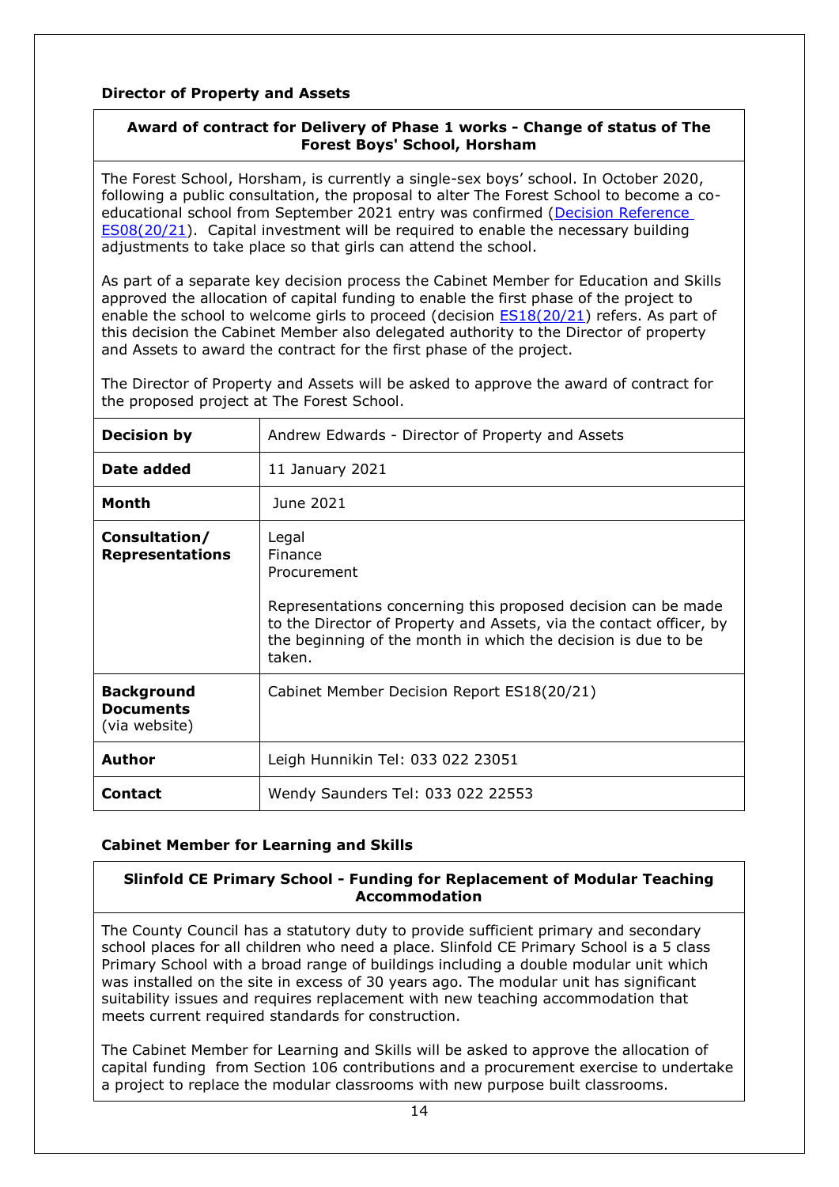### Director of Property and Assets

**Award of contract for Delivery of Phase 1 works - Change of status of The Forest Boys' School, Horsham**

The Forest School, Horsham, is currently a single-sex boys' school. In October 2020, following a public consultation, the proposal to alter The Forest School to become a co-educational school from September 2021 entry was confirmed (Decision Reference ES08(20/21)). Capital investment will be required to enable the necessary building adjustments to take place so that girls can attend the school.

As part of a separate key decision process the Cabinet Member for Education and Skills approved the allocation of capital funding to enable the first phase of the project to enable the school to welcome girls to proceed (decision ES18(20/21) refers. As part of this decision the Cabinet Member also delegated authority to the Director of property and Assets to award the contract for the first phase of the project.

The Director of Property and Assets will be asked to approve the award of contract for the proposed project at The Forest School.

| | |
|---|---|
| **Decision by** | Andrew Edwards - Director of Property and Assets |
| **Date added** | 11 January 2021 |
| **Month** | June 2021 |
| **Consultation/ Representations** | Legal<br>Finance<br>Procurement<br><br>Representations concerning this proposed decision can be made to the Director of Property and Assets, via the contact officer, by the beginning of the month in which the decision is due to be taken. |
| **Background Documents** (via website) | Cabinet Member Decision Report ES18(20/21) |
| **Author** | Leigh Hunnikin Tel: 033 022 23051 |
| **Contact** | Wendy Saunders Tel: 033 022 22553 |

### Cabinet Member for Learning and Skills

**Slinfold CE Primary School - Funding for Replacement of Modular Teaching Accommodation**

The County Council has a statutory duty to provide sufficient primary and secondary school places for all children who need a place. Slinfold CE Primary School is a 5 class Primary School with a broad range of buildings including a double modular unit which was installed on the site in excess of 30 years ago. The modular unit has significant suitability issues and requires replacement with new teaching accommodation that meets current required standards for construction.

The Cabinet Member for Learning and Skills will be asked to approve the allocation of capital funding from Section 106 contributions and a procurement exercise to undertake a project to replace the modular classrooms with new purpose built classrooms.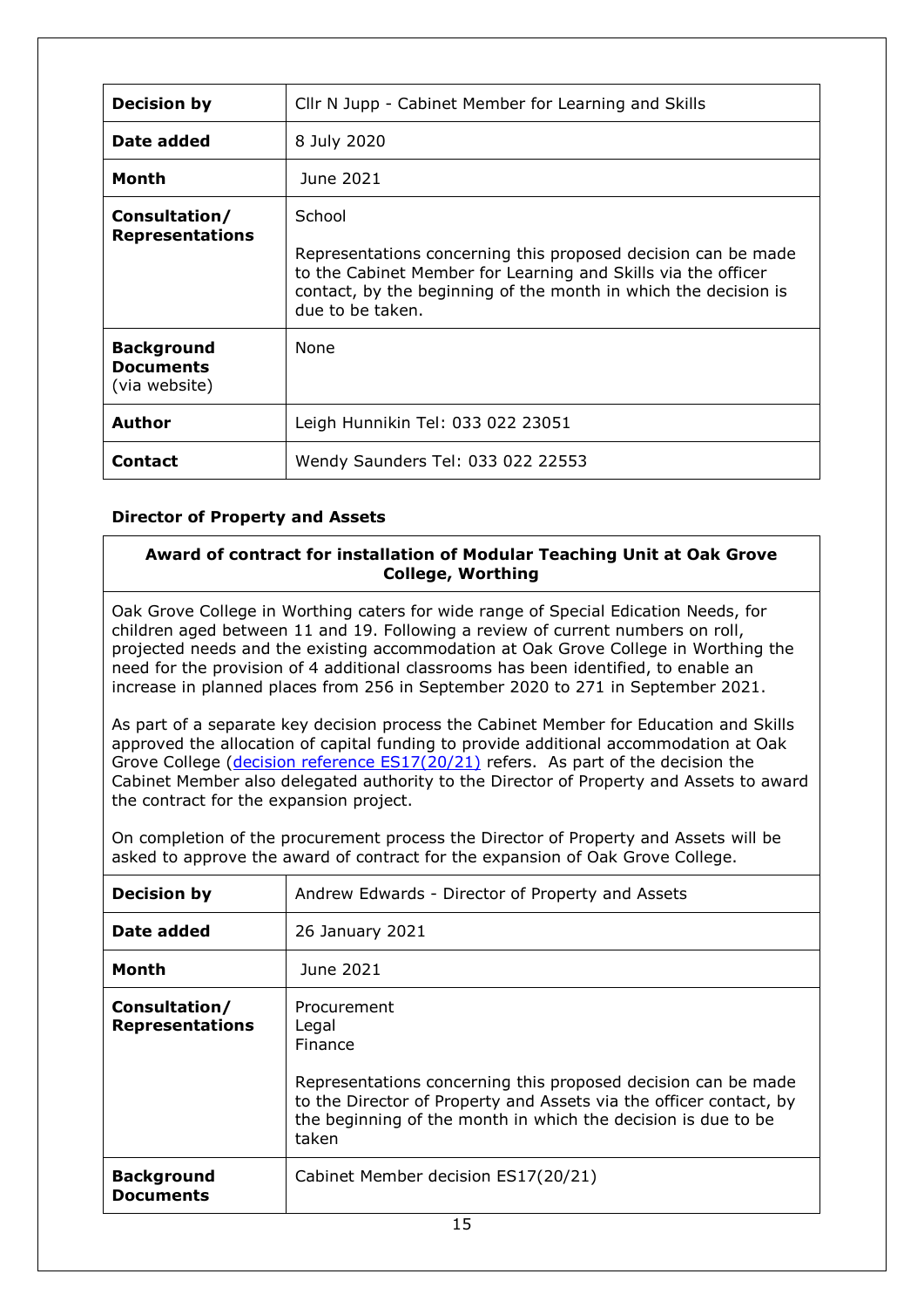| | |
|---|---|
| **Decision by** | Cllr N Jupp - Cabinet Member for Learning and Skills |
| **Date added** | 8 July 2020 |
| **Month** | June 2021 |
| **Consultation/ Representations** | School<br><br>Representations concerning this proposed decision can be made to the Cabinet Member for Learning and Skills via the officer contact, by the beginning of the month in which the decision is due to be taken. |
| **Background Documents** (via website) | None |
| **Author** | Leigh Hunnikin Tel: 033 022 23051 |
| **Contact** | Wendy Saunders Tel: 033 022 22553 |

### Director of Property and Assets

#### Award of contract for installation of Modular Teaching Unit at Oak Grove College, Worthing

Oak Grove College in Worthing caters for wide range of Special Edication Needs, for children aged between 11 and 19. Following a review of current numbers on roll, projected needs and the existing accommodation at Oak Grove College in Worthing the need for the provision of 4 additional classrooms has been identified, to enable an increase in planned places from 256 in September 2020 to 271 in September 2021.

As part of a separate key decision process the Cabinet Member for Education and Skills approved the allocation of capital funding to provide additional accommodation at Oak Grove College (decision reference ES17(20/21) refers. As part of the decision the Cabinet Member also delegated authority to the Director of Property and Assets to award the contract for the expansion project.

On completion of the procurement process the Director of Property and Assets will be asked to approve the award of contract for the expansion of Oak Grove College.

| | |
|---|---|
| **Decision by** | Andrew Edwards - Director of Property and Assets |
| **Date added** | 26 January 2021 |
| **Month** | June 2021 |
| **Consultation/ Representations** | Procurement<br>Legal<br>Finance<br><br>Representations concerning this proposed decision can be made to the Director of Property and Assets via the officer contact, by the beginning of the month in which the decision is due to be taken |
| **Background Documents** | Cabinet Member decision ES17(20/21) |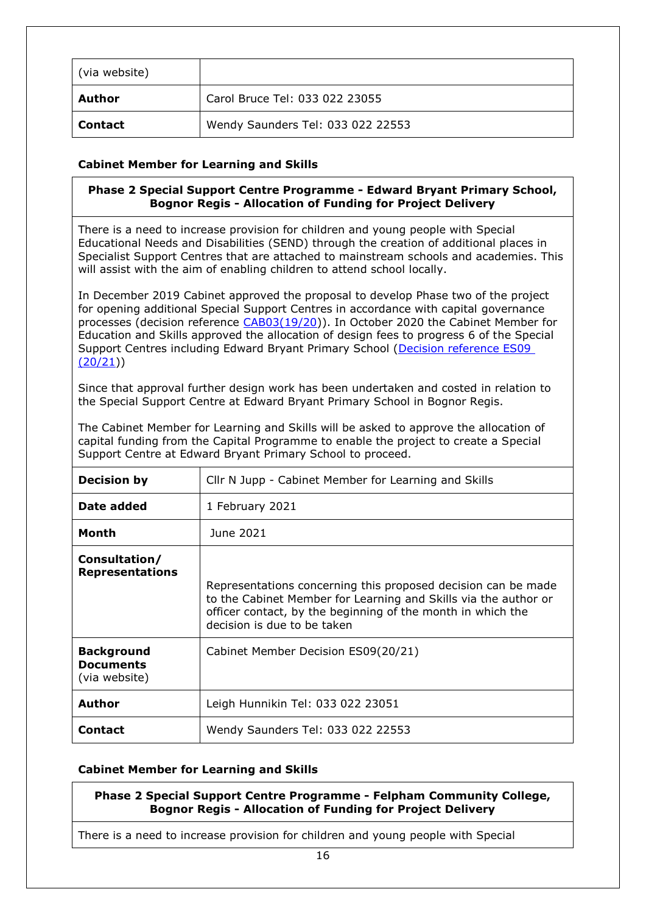| (via website) | |
|---|---|
| **Author** | Carol Bruce Tel: 033 022 23055 |
| **Contact** | Wendy Saunders Tel: 033 022 22553 |

**Cabinet Member for Learning and Skills**

**Phase 2 Special Support Centre Programme - Edward Bryant Primary School, Bognor Regis - Allocation of Funding for Project Delivery**

There is a need to increase provision for children and young people with Special Educational Needs and Disabilities (SEND) through the creation of additional places in Specialist Support Centres that are attached to mainstream schools and academies. This will assist with the aim of enabling children to attend school locally.

In December 2019 Cabinet approved the proposal to develop Phase two of the project for opening additional Special Support Centres in accordance with capital governance processes (decision reference CAB03(19/20)). In October 2020 the Cabinet Member for Education and Skills approved the allocation of design fees to progress 6 of the Special Support Centres including Edward Bryant Primary School (Decision reference ES09 (20/21))

Since that approval further design work has been undertaken and costed in relation to the Special Support Centre at Edward Bryant Primary School in Bognor Regis.

The Cabinet Member for Learning and Skills will be asked to approve the allocation of capital funding from the Capital Programme to enable the project to create a Special Support Centre at Edward Bryant Primary School to proceed.

| | |
|---|---|
| **Decision by** | Cllr N Jupp - Cabinet Member for Learning and Skills |
| **Date added** | 1 February 2021 |
| **Month** | June 2021 |
| **Consultation/ Representations** | Representations concerning this proposed decision can be made to the Cabinet Member for Learning and Skills via the author or officer contact, by the beginning of the month in which the decision is due to be taken |
| **Background Documents** (via website) | Cabinet Member Decision ES09(20/21) |
| **Author** | Leigh Hunnikin Tel: 033 022 23051 |
| **Contact** | Wendy Saunders Tel: 033 022 22553 |

**Cabinet Member for Learning and Skills**

**Phase 2 Special Support Centre Programme - Felpham Community College, Bognor Regis - Allocation of Funding for Project Delivery**

There is a need to increase provision for children and young people with Special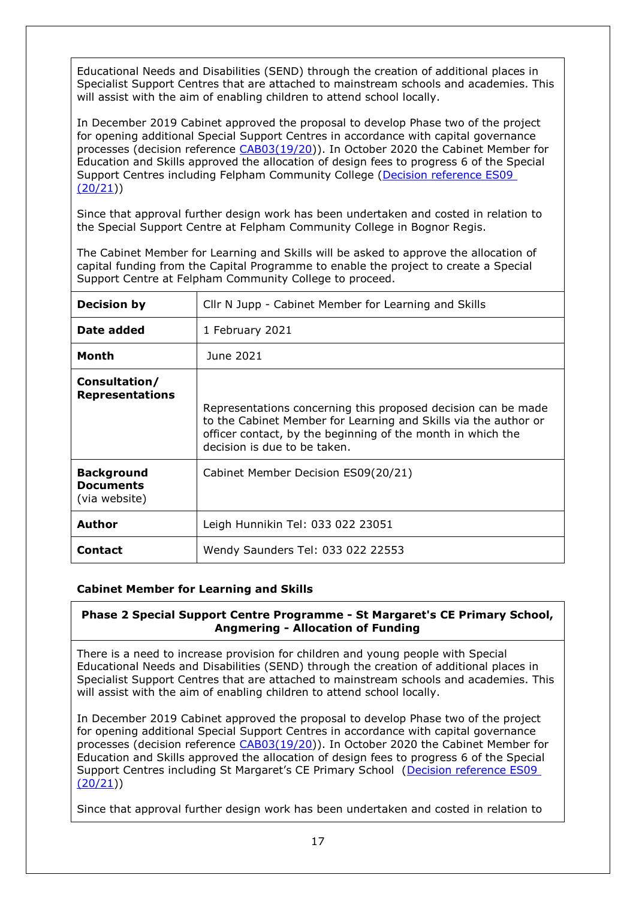Educational Needs and Disabilities (SEND) through the creation of additional places in Specialist Support Centres that are attached to mainstream schools and academies. This will assist with the aim of enabling children to attend school locally.

In December 2019 Cabinet approved the proposal to develop Phase two of the project for opening additional Special Support Centres in accordance with capital governance processes (decision reference CAB03(19/20)). In October 2020 the Cabinet Member for Education and Skills approved the allocation of design fees to progress 6 of the Special Support Centres including Felpham Community College (Decision reference ES09 (20/21))

Since that approval further design work has been undertaken and costed in relation to the Special Support Centre at Felpham Community College in Bognor Regis.

The Cabinet Member for Learning and Skills will be asked to approve the allocation of capital funding from the Capital Programme to enable the project to create a Special Support Centre at Felpham Community College to proceed.

| | |
|---|---|
| **Decision by** | Cllr N Jupp - Cabinet Member for Learning and Skills |
| **Date added** | 1 February 2021 |
| **Month** | June 2021 |
| **Consultation/ Representations** | Representations concerning this proposed decision can be made to the Cabinet Member for Learning and Skills via the author or officer contact, by the beginning of the month in which the decision is due to be taken. |
| **Background Documents** (via website) | Cabinet Member Decision ES09(20/21) |
| **Author** | Leigh Hunnikin Tel: 033 022 23051 |
| **Contact** | Wendy Saunders Tel: 033 022 22553 |

**Cabinet Member for Learning and Skills**

**Phase 2 Special Support Centre Programme - St Margaret's CE Primary School, Angmering - Allocation of Funding**

There is a need to increase provision for children and young people with Special Educational Needs and Disabilities (SEND) through the creation of additional places in Specialist Support Centres that are attached to mainstream schools and academies. This will assist with the aim of enabling children to attend school locally.

In December 2019 Cabinet approved the proposal to develop Phase two of the project for opening additional Special Support Centres in accordance with capital governance processes (decision reference CAB03(19/20)). In October 2020 the Cabinet Member for Education and Skills approved the allocation of design fees to progress 6 of the Special Support Centres including St Margaret's CE Primary School (Decision reference ES09 (20/21))

Since that approval further design work has been undertaken and costed in relation to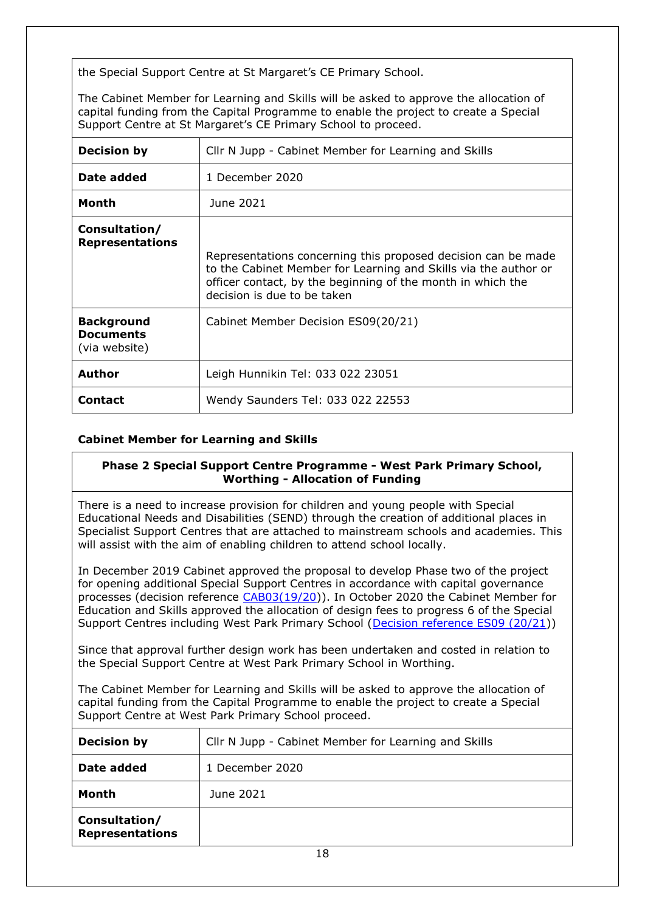the Special Support Centre at St Margaret's CE Primary School.

The Cabinet Member for Learning and Skills will be asked to approve the allocation of capital funding from the Capital Programme to enable the project to create a Special Support Centre at St Margaret's CE Primary School to proceed.

| | |
|---|---|
| **Decision by** | Cllr N Jupp - Cabinet Member for Learning and Skills |
| **Date added** | 1 December 2020 |
| **Month** | June 2021 |
| **Consultation/ Representations** | Representations concerning this proposed decision can be made to the Cabinet Member for Learning and Skills via the author or officer contact, by the beginning of the month in which the decision is due to be taken |
| **Background Documents** (via website) | Cabinet Member Decision ES09(20/21) |
| **Author** | Leigh Hunnikin Tel: 033 022 23051 |
| **Contact** | Wendy Saunders Tel: 033 022 22553 |

### Cabinet Member for Learning and Skills

**Phase 2 Special Support Centre Programme - West Park Primary School, Worthing - Allocation of Funding**

There is a need to increase provision for children and young people with Special Educational Needs and Disabilities (SEND) through the creation of additional places in Specialist Support Centres that are attached to mainstream schools and academies. This will assist with the aim of enabling children to attend school locally.

In December 2019 Cabinet approved the proposal to develop Phase two of the project for opening additional Special Support Centres in accordance with capital governance processes (decision reference CAB03(19/20)). In October 2020 the Cabinet Member for Education and Skills approved the allocation of design fees to progress 6 of the Special Support Centres including West Park Primary School (Decision reference ES09 (20/21))

Since that approval further design work has been undertaken and costed in relation to the Special Support Centre at West Park Primary School in Worthing.

The Cabinet Member for Learning and Skills will be asked to approve the allocation of capital funding from the Capital Programme to enable the project to create a Special Support Centre at West Park Primary School proceed.

| | |
|---|---|
| **Decision by** | Cllr N Jupp - Cabinet Member for Learning and Skills |
| **Date added** | 1 December 2020 |
| **Month** | June 2021 |
| **Consultation/ Representations** | |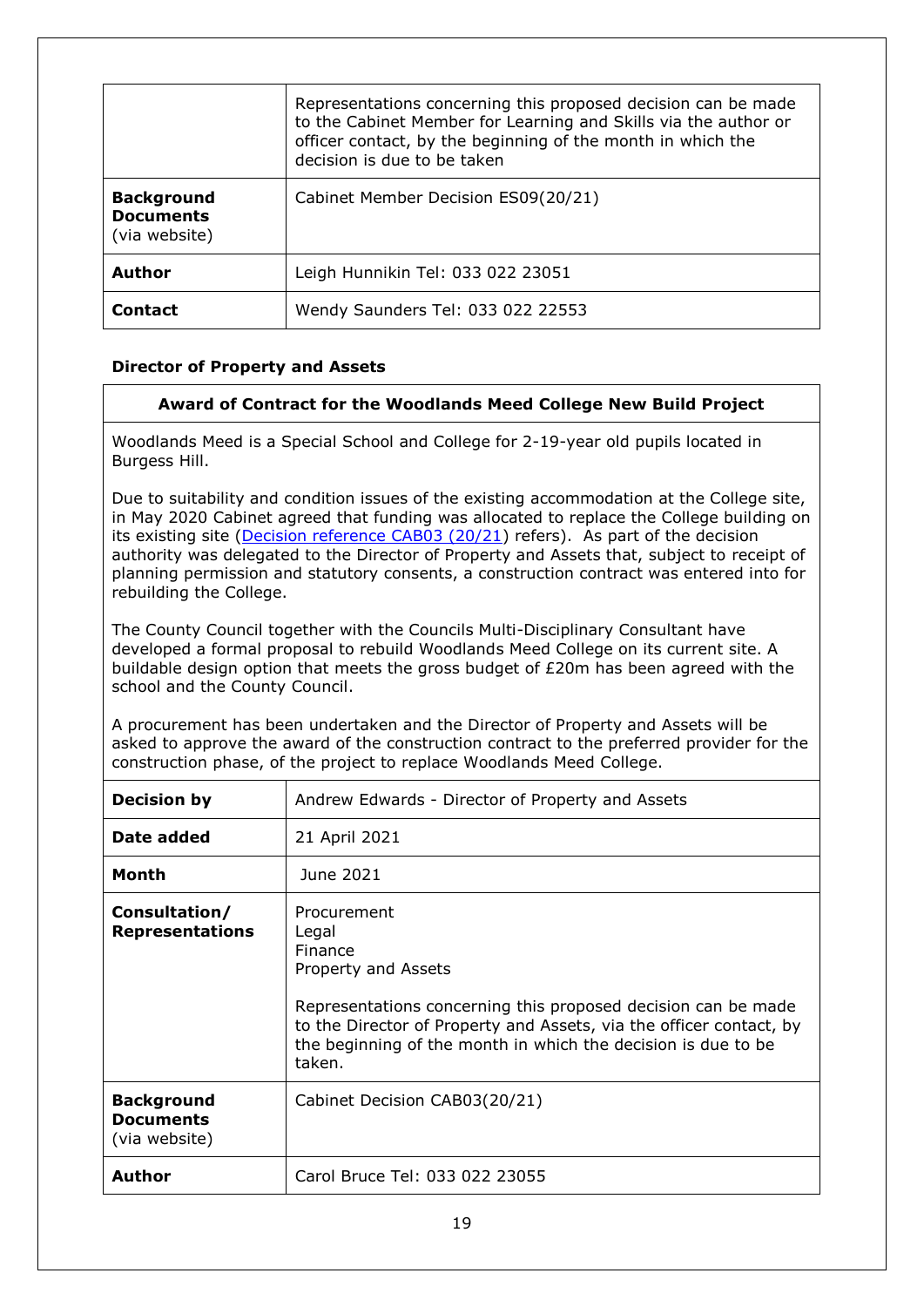|  | Representations concerning this proposed decision can be made to the Cabinet Member for Learning and Skills via the author or officer contact, by the beginning of the month in which the decision is due to be taken |
|---|---|
| **Background Documents** (via website) | Cabinet Member Decision ES09(20/21) |
| **Author** | Leigh Hunnikin Tel: 033 022 23051 |
| **Contact** | Wendy Saunders Tel: 033 022 22553 |

**Director of Property and Assets**

**Award of Contract for the Woodlands Meed College New Build Project**

Woodlands Meed is a Special School and College for 2-19-year old pupils located in Burgess Hill.

Due to suitability and condition issues of the existing accommodation at the College site, in May 2020 Cabinet agreed that funding was allocated to replace the College building on its existing site (Decision reference CAB03 (20/21) refers). As part of the decision authority was delegated to the Director of Property and Assets that, subject to receipt of planning permission and statutory consents, a construction contract was entered into for rebuilding the College.

The County Council together with the Councils Multi-Disciplinary Consultant have developed a formal proposal to rebuild Woodlands Meed College on its current site. A buildable design option that meets the gross budget of £20m has been agreed with the school and the County Council.

A procurement has been undertaken and the Director of Property and Assets will be asked to approve the award of the construction contract to the preferred provider for the construction phase, of the project to replace Woodlands Meed College.

| **Decision by** | Andrew Edwards - Director of Property and Assets |
|---|---|
| **Date added** | 21 April 2021 |
| **Month** | June 2021 |
| **Consultation/ Representations** | Procurement<br>Legal<br>Finance<br>Property and Assets<br><br>Representations concerning this proposed decision can be made to the Director of Property and Assets, via the officer contact, by the beginning of the month in which the decision is due to be taken. |
| **Background Documents** (via website) | Cabinet Decision CAB03(20/21) |
| **Author** | Carol Bruce Tel: 033 022 23055 |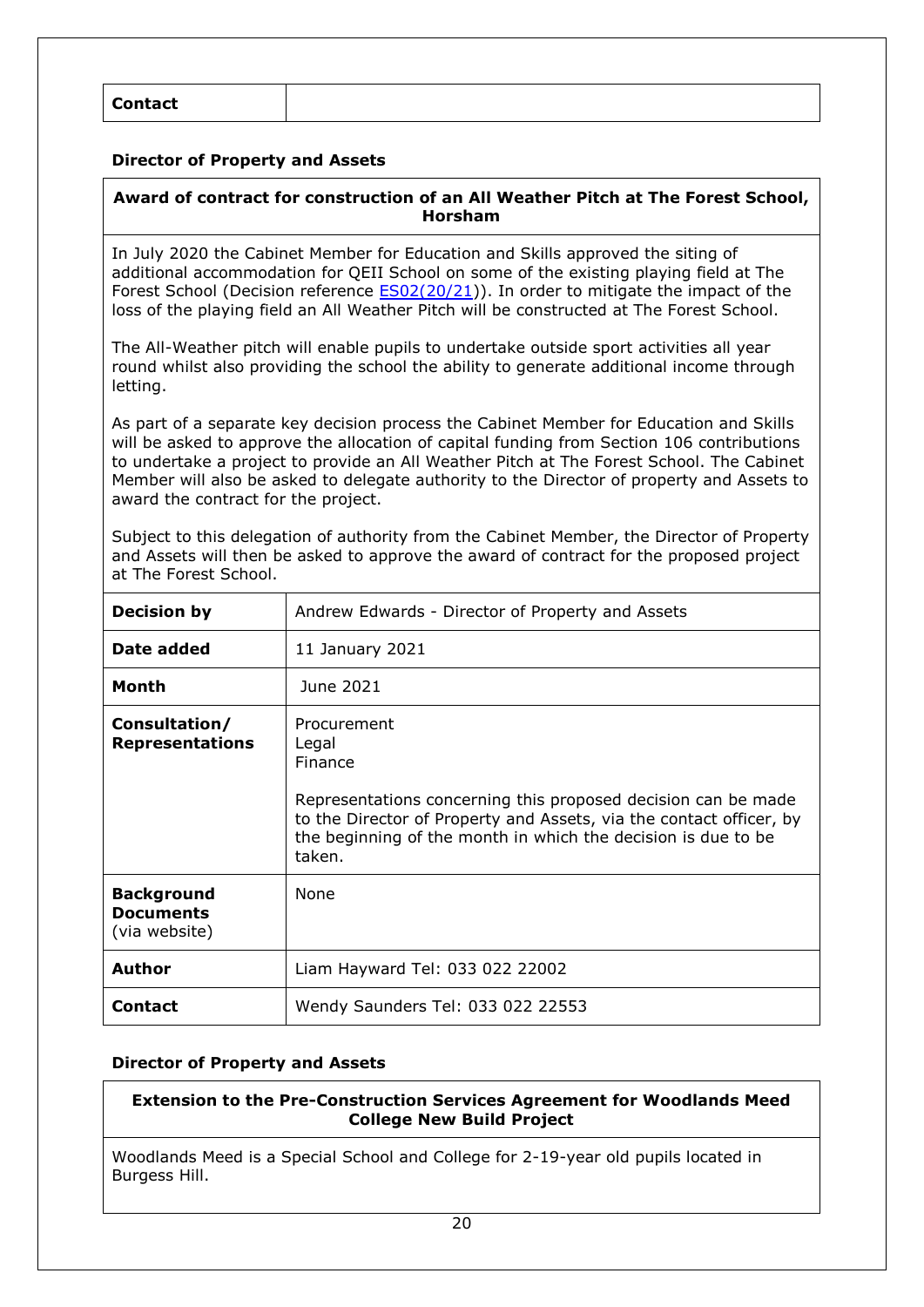| Contact | |
|---|---|

**Director of Property and Assets**

| Award of contract for construction of an All Weather Pitch at The Forest School, Horsham | |
|---|---|
| In July 2020 the Cabinet Member for Education and Skills approved the siting of additional accommodation for QEII School on some of the existing playing field at The Forest School (Decision reference [ES02(20/21)](ES02(20/21))). In order to mitigate the impact of the loss of the playing field an All Weather Pitch will be constructed at The Forest School.<br><br>The All-Weather pitch will enable pupils to undertake outside sport activities all year round whilst also providing the school the ability to generate additional income through letting.<br><br>As part of a separate key decision process the Cabinet Member for Education and Skills will be asked to approve the allocation of capital funding from Section 106 contributions to undertake a project to provide an All Weather Pitch at The Forest School. The Cabinet Member will also be asked to delegate authority to the Director of property and Assets to award the contract for the project.<br><br>Subject to this delegation of authority from the Cabinet Member, the Director of Property and Assets will then be asked to approve the award of contract for the proposed project at The Forest School. | |
| **Decision by** | Andrew Edwards - Director of Property and Assets |
| **Date added** | 11 January 2021 |
| **Month** | June 2021 |
| **Consultation/ Representations** | Procurement<br>Legal<br>Finance<br><br>Representations concerning this proposed decision can be made to the Director of Property and Assets, via the contact officer, by the beginning of the month in which the decision is due to be taken. |
| **Background Documents** (via website) | None |
| **Author** | Liam Hayward Tel: 033 022 22002 |
| **Contact** | Wendy Saunders Tel: 033 022 22553 |

**Director of Property and Assets**

| Extension to the Pre-Construction Services Agreement for Woodlands Meed College New Build Project |
|---|
| Woodlands Meed is a Special School and College for 2-19-year old pupils located in Burgess Hill. |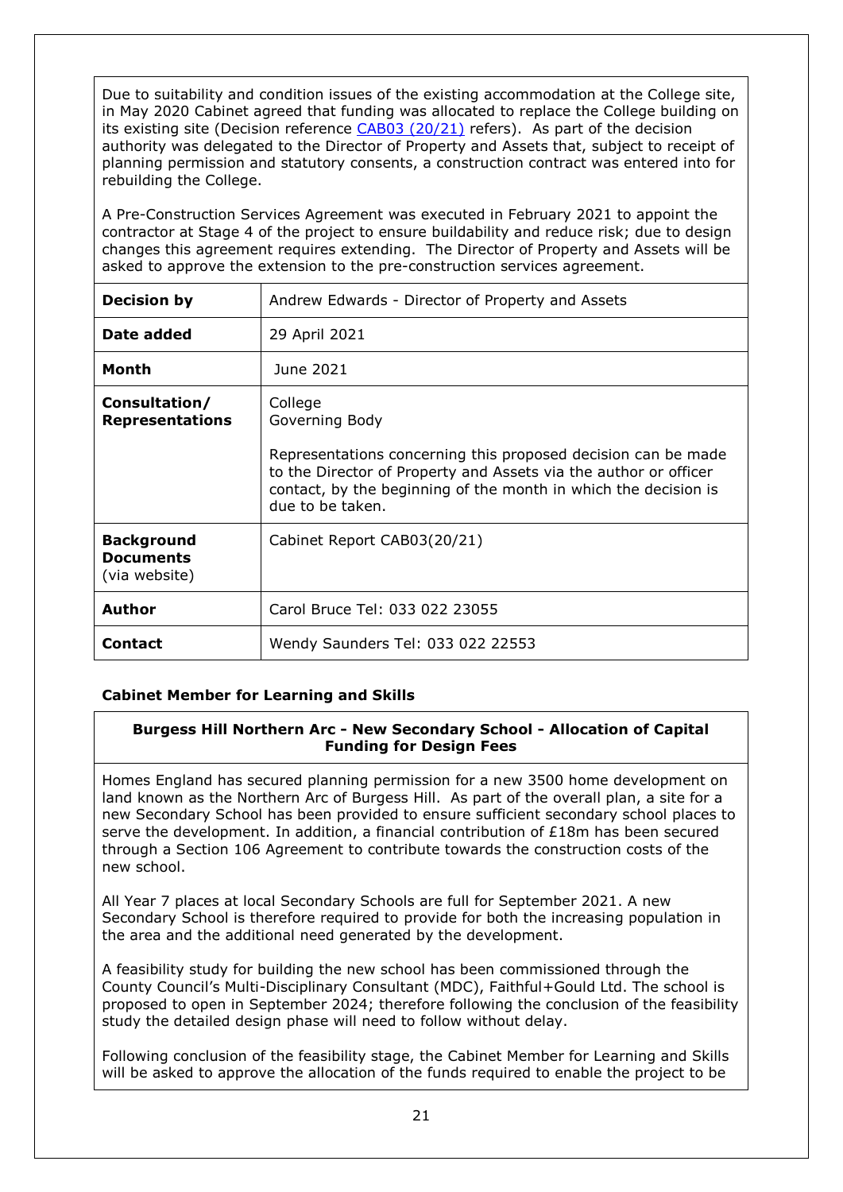Due to suitability and condition issues of the existing accommodation at the College site, in May 2020 Cabinet agreed that funding was allocated to replace the College building on its existing site (Decision reference [CAB03 (20/21)] refers). As part of the decision authority was delegated to the Director of Property and Assets that, subject to receipt of planning permission and statutory consents, a construction contract was entered into for rebuilding the College.

A Pre-Construction Services Agreement was executed in February 2021 to appoint the contractor at Stage 4 of the project to ensure buildability and reduce risk; due to design changes this agreement requires extending. The Director of Property and Assets will be asked to approve the extension to the pre-construction services agreement.

| | |
|---|---|
| **Decision by** | Andrew Edwards - Director of Property and Assets |
| **Date added** | 29 April 2021 |
| **Month** | June 2021 |
| **Consultation/ Representations** | College<br>Governing Body<br><br>Representations concerning this proposed decision can be made to the Director of Property and Assets via the author or officer contact, by the beginning of the month in which the decision is due to be taken. |
| **Background Documents** (via website) | Cabinet Report CAB03(20/21) |
| **Author** | Carol Bruce Tel: 033 022 23055 |
| **Contact** | Wendy Saunders Tel: 033 022 22553 |

**Cabinet Member for Learning and Skills**

**Burgess Hill Northern Arc - New Secondary School - Allocation of Capital Funding for Design Fees**

Homes England has secured planning permission for a new 3500 home development on land known as the Northern Arc of Burgess Hill. As part of the overall plan, a site for a new Secondary School has been provided to ensure sufficient secondary school places to serve the development. In addition, a financial contribution of £18m has been secured through a Section 106 Agreement to contribute towards the construction costs of the new school.

All Year 7 places at local Secondary Schools are full for September 2021. A new Secondary School is therefore required to provide for both the increasing population in the area and the additional need generated by the development.

A feasibility study for building the new school has been commissioned through the County Council's Multi-Disciplinary Consultant (MDC), Faithful+Gould Ltd. The school is proposed to open in September 2024; therefore following the conclusion of the feasibility study the detailed design phase will need to follow without delay.

Following conclusion of the feasibility stage, the Cabinet Member for Learning and Skills will be asked to approve the allocation of the funds required to enable the project to be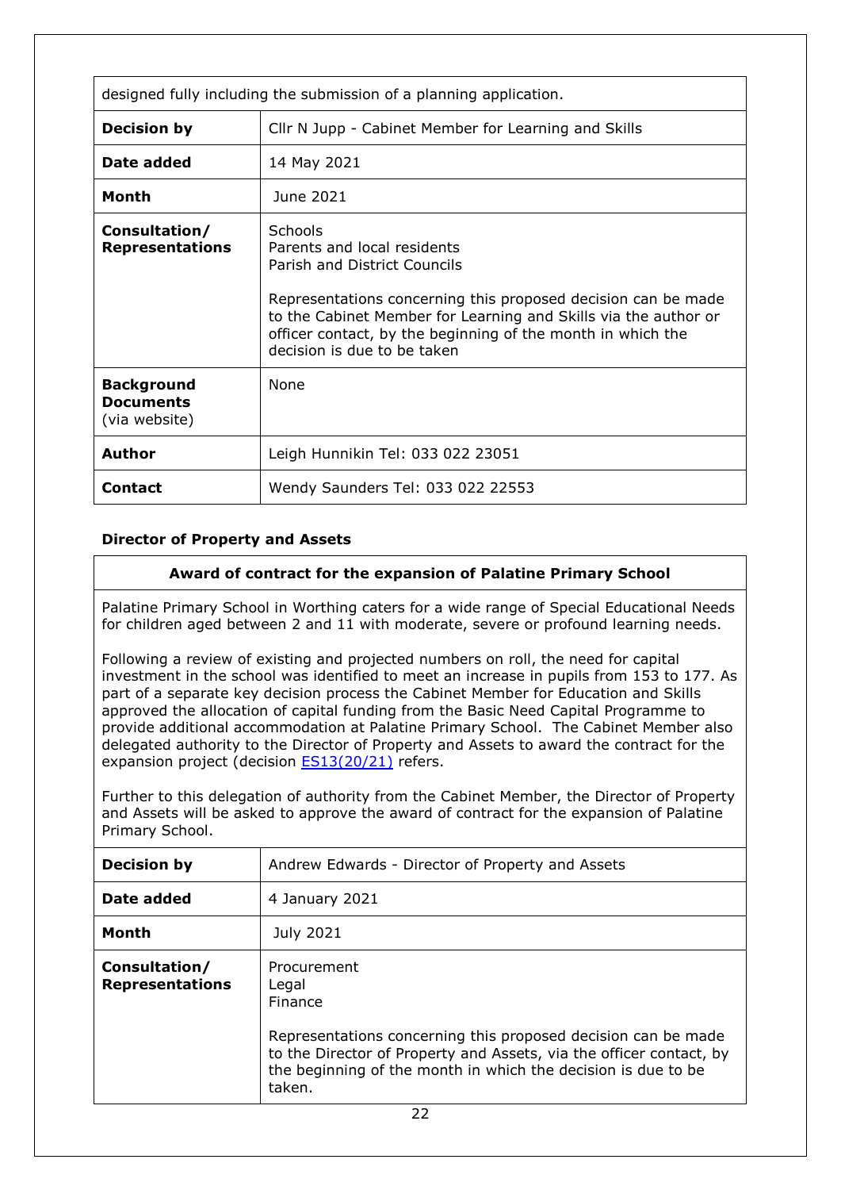| designed fully including the submission of a planning application. | |
|---|---|
| **Decision by** | Cllr N Jupp - Cabinet Member for Learning and Skills |
| **Date added** | 14 May 2021 |
| **Month** | June 2021 |
| **Consultation/ Representations** | Schools<br>Parents and local residents<br>Parish and District Councils<br><br>Representations concerning this proposed decision can be made to the Cabinet Member for Learning and Skills via the author or officer contact, by the beginning of the month in which the decision is due to be taken |
| **Background Documents** (via website) | None |
| **Author** | Leigh Hunnikin Tel: 033 022 23051 |
| **Contact** | Wendy Saunders Tel: 033 022 22553 |

**Director of Property and Assets**

| Award of contract for the expansion of Palatine Primary School | |
|---|---|
| Palatine Primary School in Worthing caters for a wide range of Special Educational Needs for children aged between 2 and 11 with moderate, severe or profound learning needs.<br><br>Following a review of existing and projected numbers on roll, the need for capital investment in the school was identified to meet an increase in pupils from 153 to 177. As part of a separate key decision process the Cabinet Member for Education and Skills approved the allocation of capital funding from the Basic Need Capital Programme to provide additional accommodation at Palatine Primary School. The Cabinet Member also delegated authority to the Director of Property and Assets to award the contract for the expansion project (decision [ES13(20/21)](#) refers.<br><br>Further to this delegation of authority from the Cabinet Member, the Director of Property and Assets will be asked to approve the award of contract for the expansion of Palatine Primary School. | |
| **Decision by** | Andrew Edwards - Director of Property and Assets |
| **Date added** | 4 January 2021 |
| **Month** | July 2021 |
| **Consultation/ Representations** | Procurement<br>Legal<br>Finance<br><br>Representations concerning this proposed decision can be made to the Director of Property and Assets, via the officer contact, by the beginning of the month in which the decision is due to be taken. |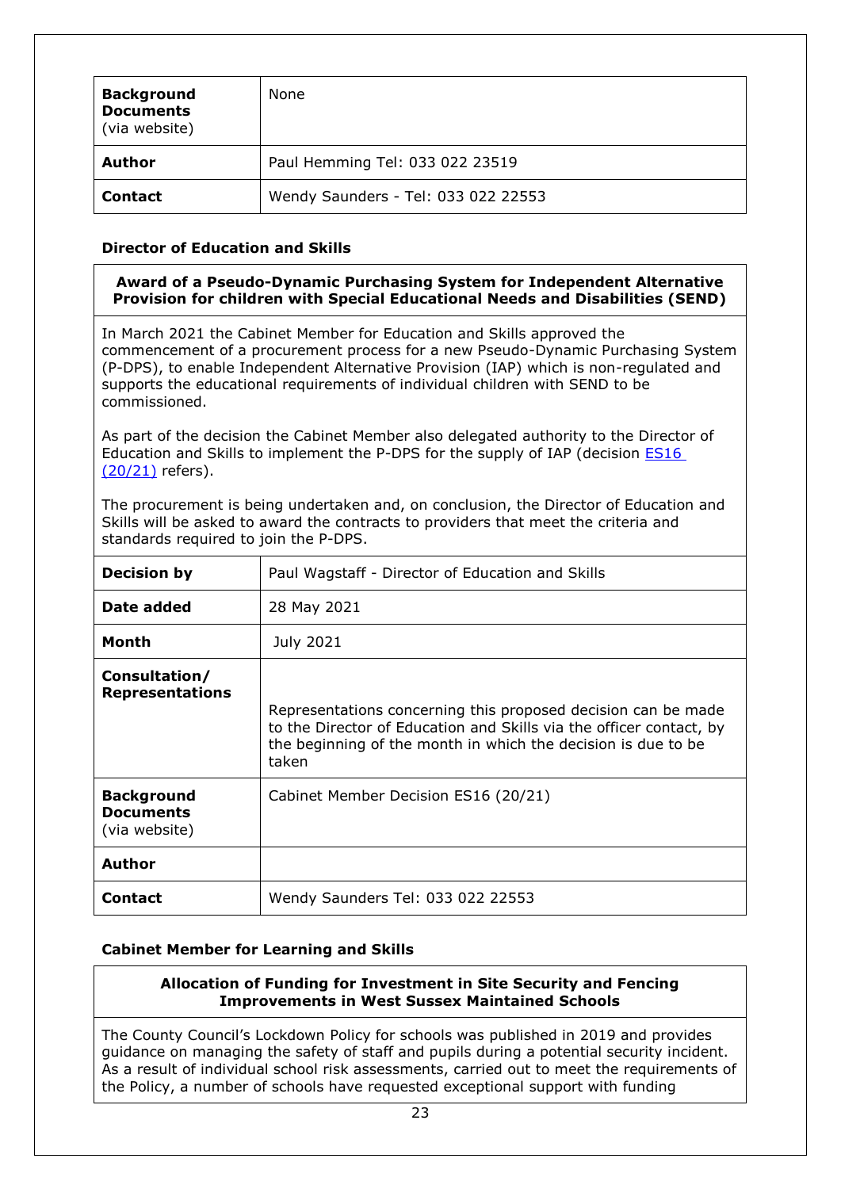| **Background Documents** (via website) | None |
|---|---|
| **Author** | Paul Hemming Tel: 033 022 23519 |
| **Contact** | Wendy Saunders - Tel: 033 022 22553 |

**Director of Education and Skills**

**Award of a Pseudo-Dynamic Purchasing System for Independent Alternative Provision for children with Special Educational Needs and Disabilities (SEND)**

In March 2021 the Cabinet Member for Education and Skills approved the commencement of a procurement process for a new Pseudo-Dynamic Purchasing System (P-DPS), to enable Independent Alternative Provision (IAP) which is non-regulated and supports the educational requirements of individual children with SEND to be commissioned.

As part of the decision the Cabinet Member also delegated authority to the Director of Education and Skills to implement the P-DPS for the supply of IAP (decision ES16 (20/21) refers).

The procurement is being undertaken and, on conclusion, the Director of Education and Skills will be asked to award the contracts to providers that meet the criteria and standards required to join the P-DPS.

| **Decision by** | Paul Wagstaff - Director of Education and Skills |
|---|---|
| **Date added** | 28 May 2021 |
| **Month** | July 2021 |
| **Consultation/ Representations** | Representations concerning this proposed decision can be made to the Director of Education and Skills via the officer contact, by the beginning of the month in which the decision is due to be taken |
| **Background Documents** (via website) | Cabinet Member Decision ES16 (20/21) |
| **Author** | |
| **Contact** | Wendy Saunders Tel: 033 022 22553 |

**Cabinet Member for Learning and Skills**

**Allocation of Funding for Investment in Site Security and Fencing Improvements in West Sussex Maintained Schools**

The County Council's Lockdown Policy for schools was published in 2019 and provides guidance on managing the safety of staff and pupils during a potential security incident. As a result of individual school risk assessments, carried out to meet the requirements of the Policy, a number of schools have requested exceptional support with funding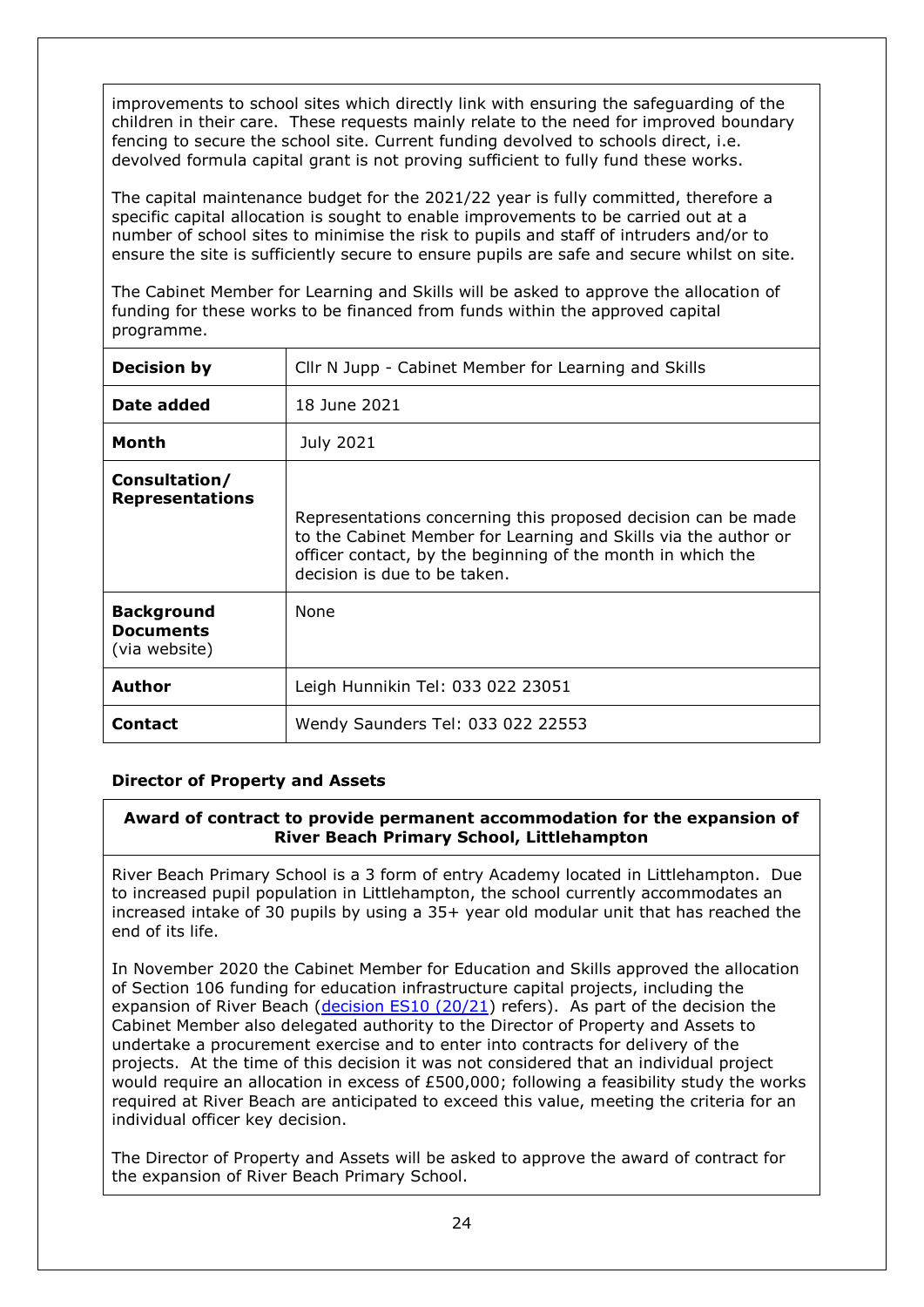improvements to school sites which directly link with ensuring the safeguarding of the children in their care. These requests mainly relate to the need for improved boundary fencing to secure the school site. Current funding devolved to schools direct, i.e. devolved formula capital grant is not proving sufficient to fully fund these works.

The capital maintenance budget for the 2021/22 year is fully committed, therefore a specific capital allocation is sought to enable improvements to be carried out at a number of school sites to minimise the risk to pupils and staff of intruders and/or to ensure the site is sufficiently secure to ensure pupils are safe and secure whilst on site.

The Cabinet Member for Learning and Skills will be asked to approve the allocation of funding for these works to be financed from funds within the approved capital programme.

| | |
|---|---|
| **Decision by** | Cllr N Jupp - Cabinet Member for Learning and Skills |
| **Date added** | 18 June 2021 |
| **Month** | July 2021 |
| **Consultation/ Representations** | Representations concerning this proposed decision can be made to the Cabinet Member for Learning and Skills via the author or officer contact, by the beginning of the month in which the decision is due to be taken. |
| **Background Documents** (via website) | None |
| **Author** | Leigh Hunnikin Tel: 033 022 23051 |
| **Contact** | Wendy Saunders Tel: 033 022 22553 |

### Director of Property and Assets

**Award of contract to provide permanent accommodation for the expansion of River Beach Primary School, Littlehampton**

River Beach Primary School is a 3 form of entry Academy located in Littlehampton. Due to increased pupil population in Littlehampton, the school currently accommodates an increased intake of 30 pupils by using a 35+ year old modular unit that has reached the end of its life.

In November 2020 the Cabinet Member for Education and Skills approved the allocation of Section 106 funding for education infrastructure capital projects, including the expansion of River Beach (decision ES10 (20/21) refers). As part of the decision the Cabinet Member also delegated authority to the Director of Property and Assets to undertake a procurement exercise and to enter into contracts for delivery of the projects. At the time of this decision it was not considered that an individual project would require an allocation in excess of £500,000; following a feasibility study the works required at River Beach are anticipated to exceed this value, meeting the criteria for an individual officer key decision.

The Director of Property and Assets will be asked to approve the award of contract for the expansion of River Beach Primary School.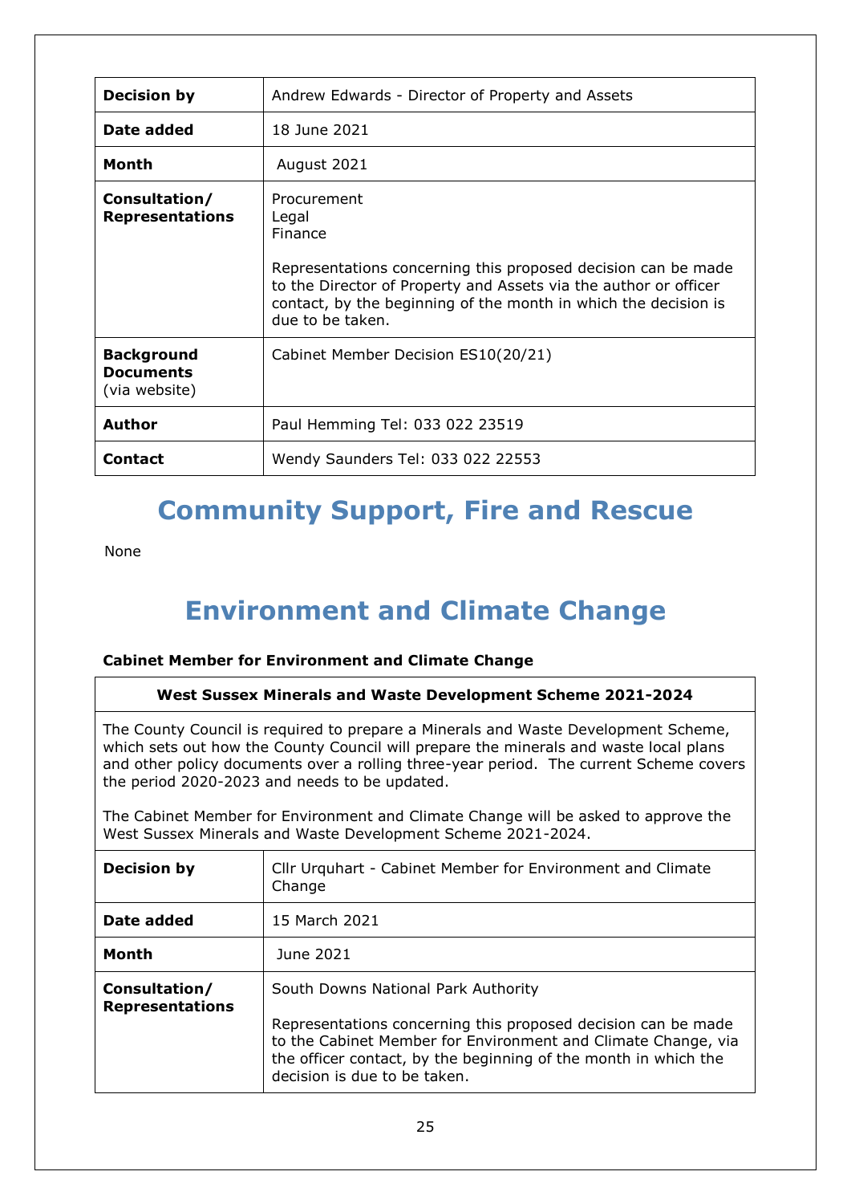| Decision by | Andrew Edwards - Director of Property and Assets |
|---|---|
| Date added | 18 June 2021 |
| Month | August 2021 |
| Consultation/ Representations | Procurement<br>Legal<br>Finance<br><br>Representations concerning this proposed decision can be made to the Director of Property and Assets via the author or officer contact, by the beginning of the month in which the decision is due to be taken. |
| Background Documents (via website) | Cabinet Member Decision ES10(20/21) |
| Author | Paul Hemming Tel: 033 022 23519 |
| Contact | Wendy Saunders Tel: 033 022 22553 |

# Community Support, Fire and Rescue

None

# Environment and Climate Change

**Cabinet Member for Environment and Climate Change**

**West Sussex Minerals and Waste Development Scheme 2021-2024**

The County Council is required to prepare a Minerals and Waste Development Scheme, which sets out how the County Council will prepare the minerals and waste local plans and other policy documents over a rolling three-year period. The current Scheme covers the period 2020-2023 and needs to be updated.

The Cabinet Member for Environment and Climate Change will be asked to approve the West Sussex Minerals and Waste Development Scheme 2021-2024.

| Decision by | Cllr Urquhart - Cabinet Member for Environment and Climate Change |
|---|---|
| Date added | 15 March 2021 |
| Month | June 2021 |
| Consultation/ Representations | South Downs National Park Authority<br><br>Representations concerning this proposed decision can be made to the Cabinet Member for Environment and Climate Change, via the officer contact, by the beginning of the month in which the decision is due to be taken. |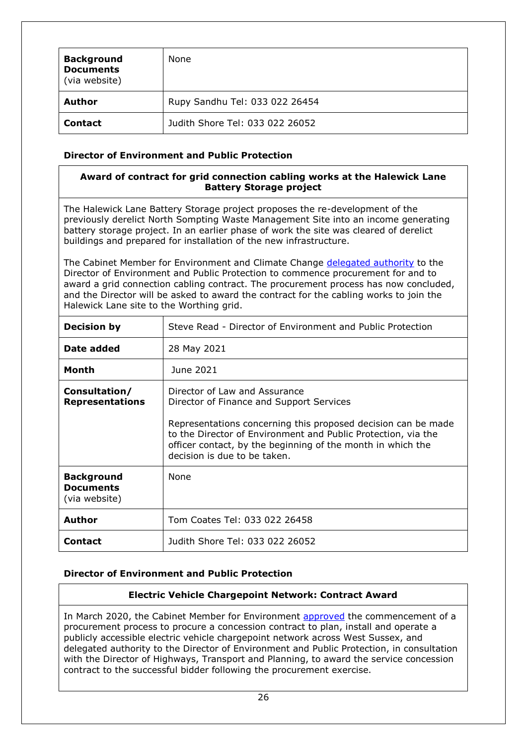| | |
|---|---|
| **Background Documents** (via website) | None |
| **Author** | Rupy Sandhu Tel: 033 022 26454 |
| **Contact** | Judith Shore Tel: 033 022 26052 |

**Director of Environment and Public Protection**

**Award of contract for grid connection cabling works at the Halewick Lane Battery Storage project**

The Halewick Lane Battery Storage project proposes the re-development of the previously derelict North Sompting Waste Management Site into an income generating battery storage project. In an earlier phase of work the site was cleared of derelict buildings and prepared for installation of the new infrastructure.

The Cabinet Member for Environment and Climate Change delegated authority to the Director of Environment and Public Protection to commence procurement for and to award a grid connection cabling contract. The procurement process has now concluded, and the Director will be asked to award the contract for the cabling works to join the Halewick Lane site to the Worthing grid.

| | |
|---|---|
| **Decision by** | Steve Read - Director of Environment and Public Protection |
| **Date added** | 28 May 2021 |
| **Month** | June 2021 |
| **Consultation/ Representations** | Director of Law and Assurance<br>Director of Finance and Support Services<br><br>Representations concerning this proposed decision can be made to the Director of Environment and Public Protection, via the officer contact, by the beginning of the month in which the decision is due to be taken. |
| **Background Documents** (via website) | None |
| **Author** | Tom Coates Tel: 033 022 26458 |
| **Contact** | Judith Shore Tel: 033 022 26052 |

**Director of Environment and Public Protection**

**Electric Vehicle Chargepoint Network: Contract Award**

In March 2020, the Cabinet Member for Environment approved the commencement of a procurement process to procure a concession contract to plan, install and operate a publicly accessible electric vehicle chargepoint network across West Sussex, and delegated authority to the Director of Environment and Public Protection, in consultation with the Director of Highways, Transport and Planning, to award the service concession contract to the successful bidder following the procurement exercise.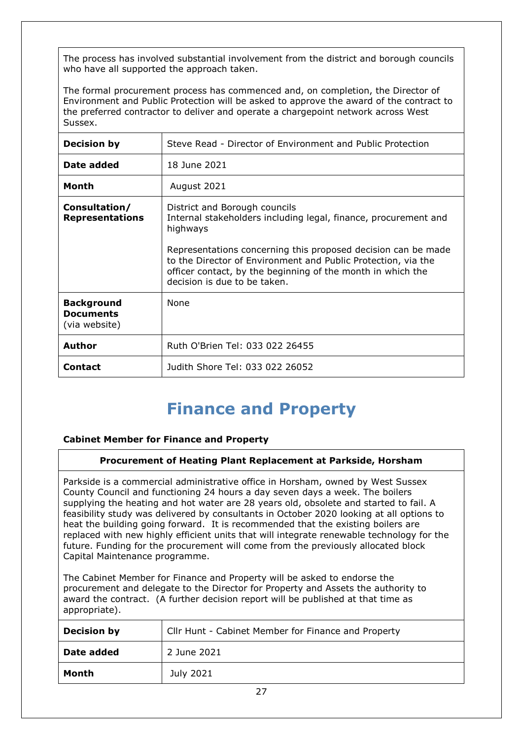The process has involved substantial involvement from the district and borough councils who have all supported the approach taken.

The formal procurement process has commenced and, on completion, the Director of Environment and Public Protection will be asked to approve the award of the contract to the preferred contractor to deliver and operate a chargepoint network across West Sussex.

| **Decision by** | Steve Read - Director of Environment and Public Protection |
|---|---|
| **Date added** | 18 June 2021 |
| **Month** | August 2021 |
| **Consultation/ Representations** | District and Borough councils<br>Internal stakeholders including legal, finance, procurement and highways<br><br>Representations concerning this proposed decision can be made to the Director of Environment and Public Protection, via the officer contact, by the beginning of the month in which the decision is due to be taken. |
| **Background Documents** (via website) | None |
| **Author** | Ruth O'Brien Tel: 033 022 26455 |
| **Contact** | Judith Shore Tel: 033 022 26052 |

# Finance and Property

**Cabinet Member for Finance and Property**

**Procurement of Heating Plant Replacement at Parkside, Horsham**

Parkside is a commercial administrative office in Horsham, owned by West Sussex County Council and functioning 24 hours a day seven days a week. The boilers supplying the heating and hot water are 28 years old, obsolete and started to fail. A feasibility study was delivered by consultants in October 2020 looking at all options to heat the building going forward. It is recommended that the existing boilers are replaced with new highly efficient units that will integrate renewable technology for the future. Funding for the procurement will come from the previously allocated block Capital Maintenance programme.

The Cabinet Member for Finance and Property will be asked to endorse the procurement and delegate to the Director for Property and Assets the authority to award the contract. (A further decision report will be published at that time as appropriate).

| **Decision by** | Cllr Hunt - Cabinet Member for Finance and Property |
|---|---|
| **Date added** | 2 June 2021 |
| **Month** | July 2021 |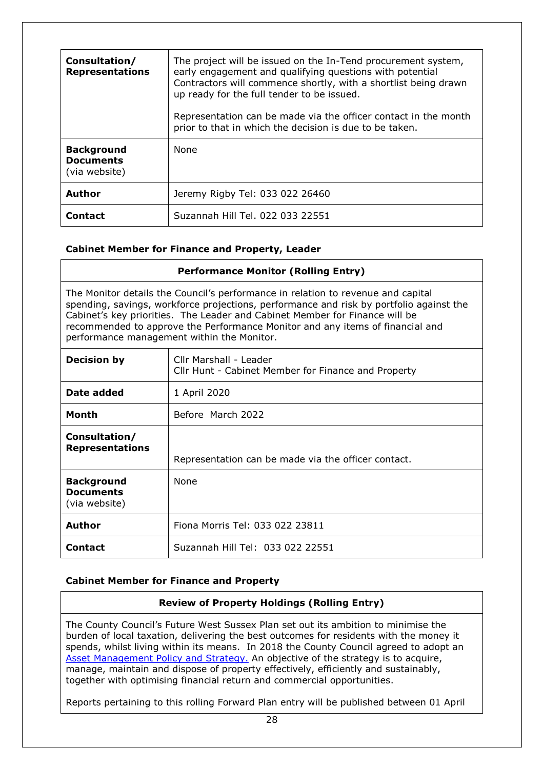| | |
|---|---|
| **Consultation/ Representations** | The project will be issued on the In-Tend procurement system, early engagement and qualifying questions with potential Contractors will commence shortly, with a shortlist being drawn up ready for the full tender to be issued.<br><br>Representation can be made via the officer contact in the month prior to that in which the decision is due to be taken. |
| **Background Documents** (via website) | None |
| **Author** | Jeremy Rigby Tel: 033 022 26460 |
| **Contact** | Suzannah Hill Tel. 022 033 22551 |

**Cabinet Member for Finance and Property, Leader**

| **Performance Monitor (Rolling Entry)** | |
|---|---|
| The Monitor details the Council's performance in relation to revenue and capital spending, savings, workforce projections, performance and risk by portfolio against the Cabinet's key priorities. The Leader and Cabinet Member for Finance will be recommended to approve the Performance Monitor and any items of financial and performance management within the Monitor. | |
| **Decision by** | Cllr Marshall - Leader<br>Cllr Hunt - Cabinet Member for Finance and Property |
| **Date added** | 1 April 2020 |
| **Month** | Before March 2022 |
| **Consultation/ Representations** | Representation can be made via the officer contact. |
| **Background Documents** (via website) | None |
| **Author** | Fiona Morris Tel: 033 022 23811 |
| **Contact** | Suzannah Hill Tel: 033 022 22551 |

**Cabinet Member for Finance and Property**

| **Review of Property Holdings (Rolling Entry)** |
|---|
| The County Council's Future West Sussex Plan set out its ambition to minimise the burden of local taxation, delivering the best outcomes for residents with the money it spends, whilst living within its means. In 2018 the County Council agreed to adopt an [Asset Management Policy and Strategy.](#) An objective of the strategy is to acquire, manage, maintain and dispose of property effectively, efficiently and sustainably, together with optimising financial return and commercial opportunities.<br><br>Reports pertaining to this rolling Forward Plan entry will be published between 01 April |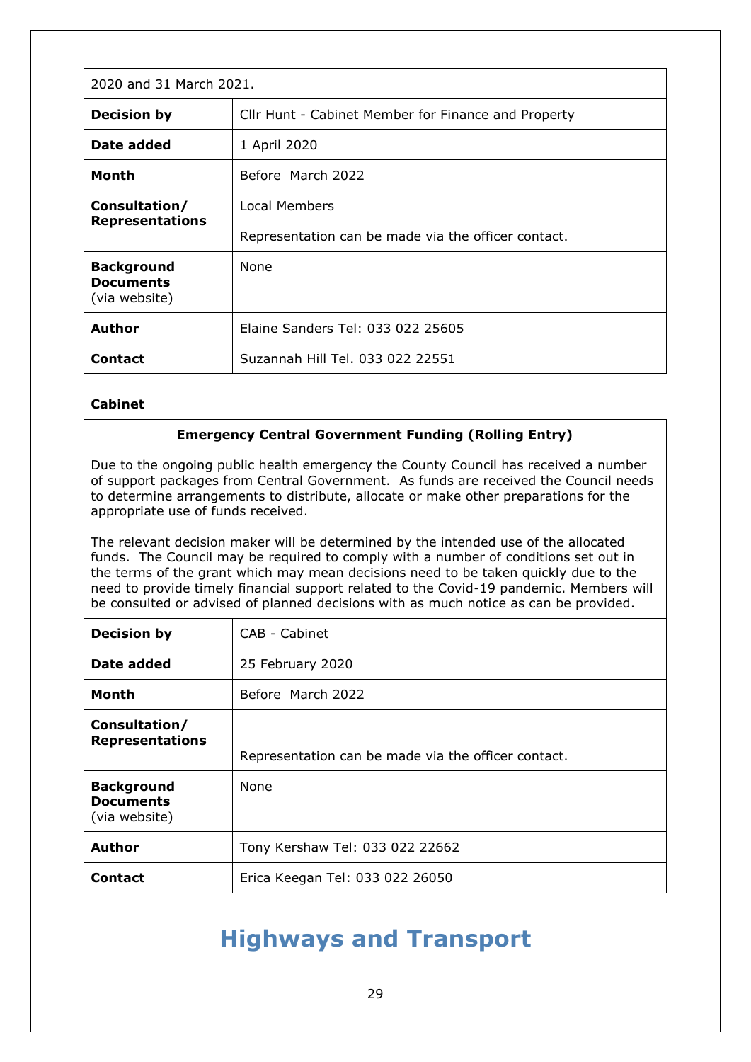| 2020 and 31 March 2021. | |
|---|---|
| **Decision by** | Cllr Hunt - Cabinet Member for Finance and Property |
| **Date added** | 1 April 2020 |
| **Month** | Before March 2022 |
| **Consultation/ Representations** | Local Members<br><br>Representation can be made via the officer contact. |
| **Background Documents** (via website) | None |
| **Author** | Elaine Sanders Tel: 033 022 25605 |
| **Contact** | Suzannah Hill Tel. 033 022 22551 |

**Cabinet**

| **Emergency Central Government Funding (Rolling Entry)** | |
|---|---|
| Due to the ongoing public health emergency the County Council has received a number of support packages from Central Government. As funds are received the Council needs to determine arrangements to distribute, allocate or make other preparations for the appropriate use of funds received.<br><br>The relevant decision maker will be determined by the intended use of the allocated funds. The Council may be required to comply with a number of conditions set out in the terms of the grant which may mean decisions need to be taken quickly due to the need to provide timely financial support related to the Covid-19 pandemic. Members will be consulted or advised of planned decisions with as much notice as can be provided. | |
| **Decision by** | CAB - Cabinet |
| **Date added** | 25 February 2020 |
| **Month** | Before March 2022 |
| **Consultation/ Representations** | Representation can be made via the officer contact. |
| **Background Documents** (via website) | None |
| **Author** | Tony Kershaw Tel: 033 022 22662 |
| **Contact** | Erica Keegan Tel: 033 022 26050 |

# Highways and Transport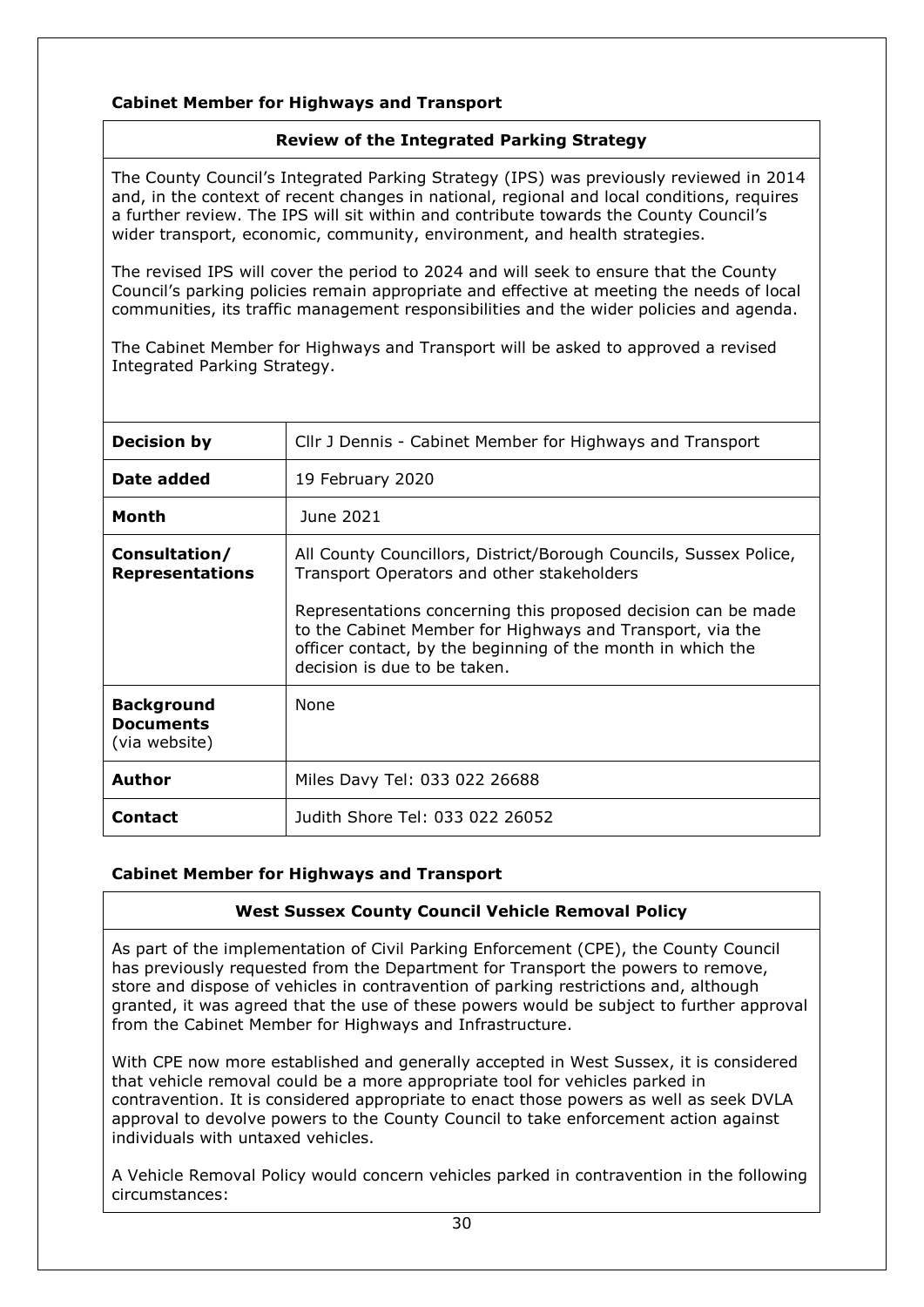**Cabinet Member for Highways and Transport**

### Review of the Integrated Parking Strategy

The County Council's Integrated Parking Strategy (IPS) was previously reviewed in 2014 and, in the context of recent changes in national, regional and local conditions, requires a further review. The IPS will sit within and contribute towards the County Council's wider transport, economic, community, environment, and health strategies.

The revised IPS will cover the period to 2024 and will seek to ensure that the County Council's parking policies remain appropriate and effective at meeting the needs of local communities, its traffic management responsibilities and the wider policies and agenda.

The Cabinet Member for Highways and Transport will be asked to approved a revised Integrated Parking Strategy.

| | |
|---|---|
| **Decision by** | Cllr J Dennis - Cabinet Member for Highways and Transport |
| **Date added** | 19 February 2020 |
| **Month** | June 2021 |
| **Consultation/ Representations** | All County Councillors, District/Borough Councils, Sussex Police, Transport Operators and other stakeholders<br><br>Representations concerning this proposed decision can be made to the Cabinet Member for Highways and Transport, via the officer contact, by the beginning of the month in which the decision is due to be taken. |
| **Background Documents** (via website) | None |
| **Author** | Miles Davy Tel: 033 022 26688 |
| **Contact** | Judith Shore Tel: 033 022 26052 |

**Cabinet Member for Highways and Transport**

### West Sussex County Council Vehicle Removal Policy

As part of the implementation of Civil Parking Enforcement (CPE), the County Council has previously requested from the Department for Transport the powers to remove, store and dispose of vehicles in contravention of parking restrictions and, although granted, it was agreed that the use of these powers would be subject to further approval from the Cabinet Member for Highways and Infrastructure.

With CPE now more established and generally accepted in West Sussex, it is considered that vehicle removal could be a more appropriate tool for vehicles parked in contravention. It is considered appropriate to enact those powers as well as seek DVLA approval to devolve powers to the County Council to take enforcement action against individuals with untaxed vehicles.

A Vehicle Removal Policy would concern vehicles parked in contravention in the following circumstances: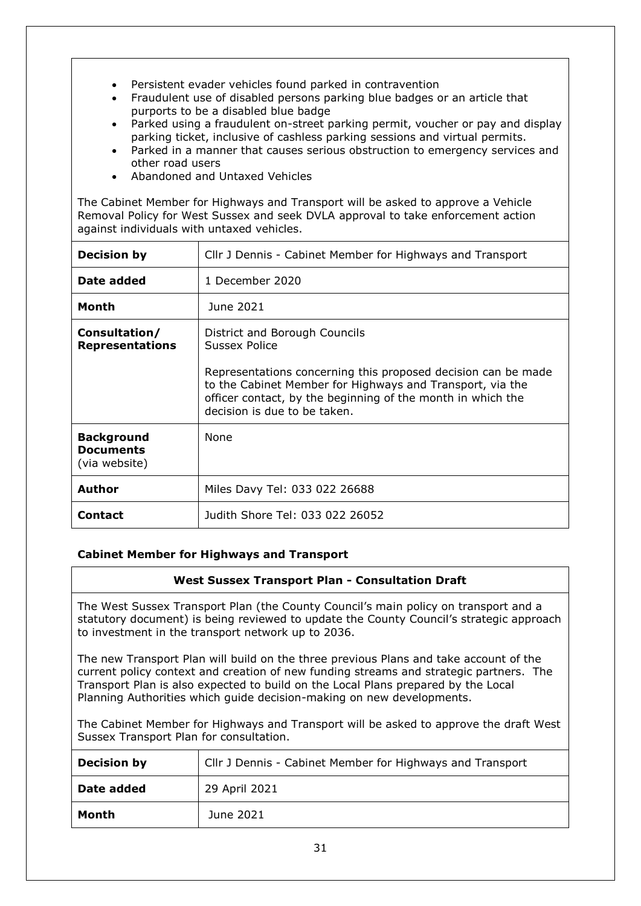- Persistent evader vehicles found parked in contravention
- Fraudulent use of disabled persons parking blue badges or an article that purports to be a disabled blue badge
- Parked using a fraudulent on-street parking permit, voucher or pay and display parking ticket, inclusive of cashless parking sessions and virtual permits.
- Parked in a manner that causes serious obstruction to emergency services and other road users
- Abandoned and Untaxed Vehicles

The Cabinet Member for Highways and Transport will be asked to approve a Vehicle Removal Policy for West Sussex and seek DVLA approval to take enforcement action against individuals with untaxed vehicles.

| | |
|---|---|
| **Decision by** | Cllr J Dennis - Cabinet Member for Highways and Transport |
| **Date added** | 1 December 2020 |
| **Month** | June 2021 |
| **Consultation/ Representations** | District and Borough Councils<br>Sussex Police<br><br>Representations concerning this proposed decision can be made to the Cabinet Member for Highways and Transport, via the officer contact, by the beginning of the month in which the decision is due to be taken. |
| **Background Documents** (via website) | None |
| **Author** | Miles Davy Tel: 033 022 26688 |
| **Contact** | Judith Shore Tel: 033 022 26052 |

### Cabinet Member for Highways and Transport

#### West Sussex Transport Plan - Consultation Draft

The West Sussex Transport Plan (the County Council's main policy on transport and a statutory document) is being reviewed to update the County Council's strategic approach to investment in the transport network up to 2036.

The new Transport Plan will build on the three previous Plans and take account of the current policy context and creation of new funding streams and strategic partners. The Transport Plan is also expected to build on the Local Plans prepared by the Local Planning Authorities which guide decision-making on new developments.

The Cabinet Member for Highways and Transport will be asked to approve the draft West Sussex Transport Plan for consultation.

| | |
|---|---|
| **Decision by** | Cllr J Dennis - Cabinet Member for Highways and Transport |
| **Date added** | 29 April 2021 |
| **Month** | June 2021 |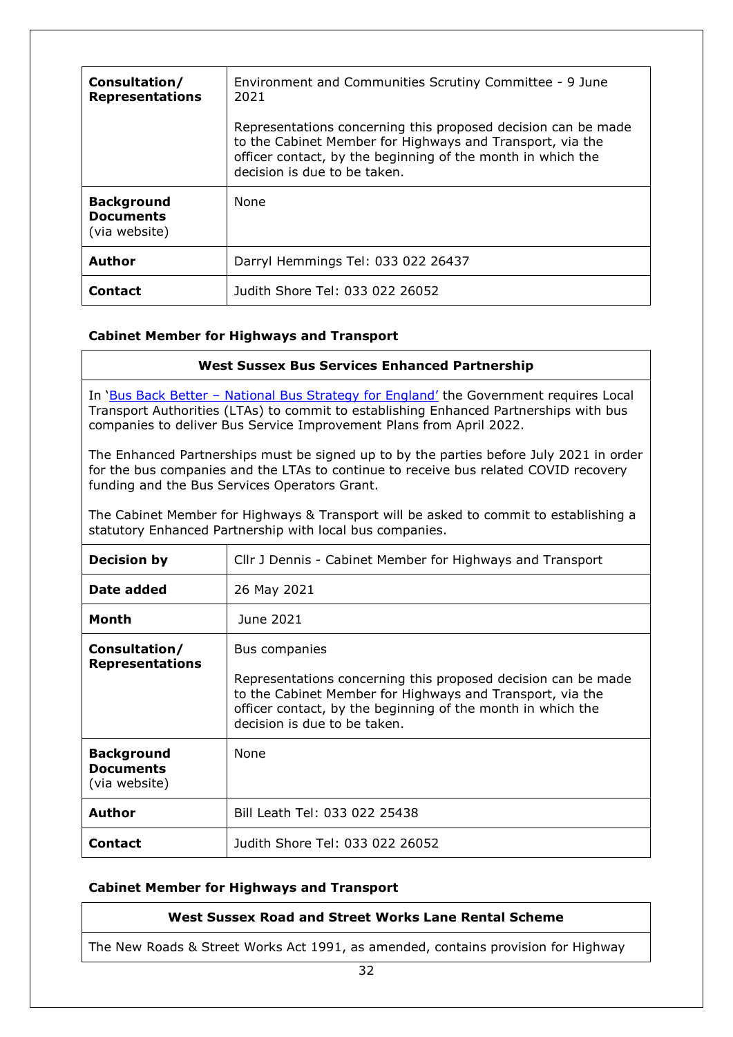| | |
|---|---|
| **Consultation/ Representations** | Environment and Communities Scrutiny Committee - 9 June 2021<br><br>Representations concerning this proposed decision can be made to the Cabinet Member for Highways and Transport, via the officer contact, by the beginning of the month in which the decision is due to be taken. |
| **Background Documents** (via website) | None |
| **Author** | Darryl Hemmings Tel: 033 022 26437 |
| **Contact** | Judith Shore Tel: 033 022 26052 |

**Cabinet Member for Highways and Transport**

**West Sussex Bus Services Enhanced Partnership**

In '[Bus Back Better – National Bus Strategy for England](#)' the Government requires Local Transport Authorities (LTAs) to commit to establishing Enhanced Partnerships with bus companies to deliver Bus Service Improvement Plans from April 2022.

The Enhanced Partnerships must be signed up to by the parties before July 2021 in order for the bus companies and the LTAs to continue to receive bus related COVID recovery funding and the Bus Services Operators Grant.

The Cabinet Member for Highways & Transport will be asked to commit to establishing a statutory Enhanced Partnership with local bus companies.

| | |
|---|---|
| **Decision by** | Cllr J Dennis - Cabinet Member for Highways and Transport |
| **Date added** | 26 May 2021 |
| **Month** | June 2021 |
| **Consultation/ Representations** | Bus companies<br><br>Representations concerning this proposed decision can be made to the Cabinet Member for Highways and Transport, via the officer contact, by the beginning of the month in which the decision is due to be taken. |
| **Background Documents** (via website) | None |
| **Author** | Bill Leath Tel: 033 022 25438 |
| **Contact** | Judith Shore Tel: 033 022 26052 |

**Cabinet Member for Highways and Transport**

**West Sussex Road and Street Works Lane Rental Scheme**

The New Roads & Street Works Act 1991, as amended, contains provision for Highway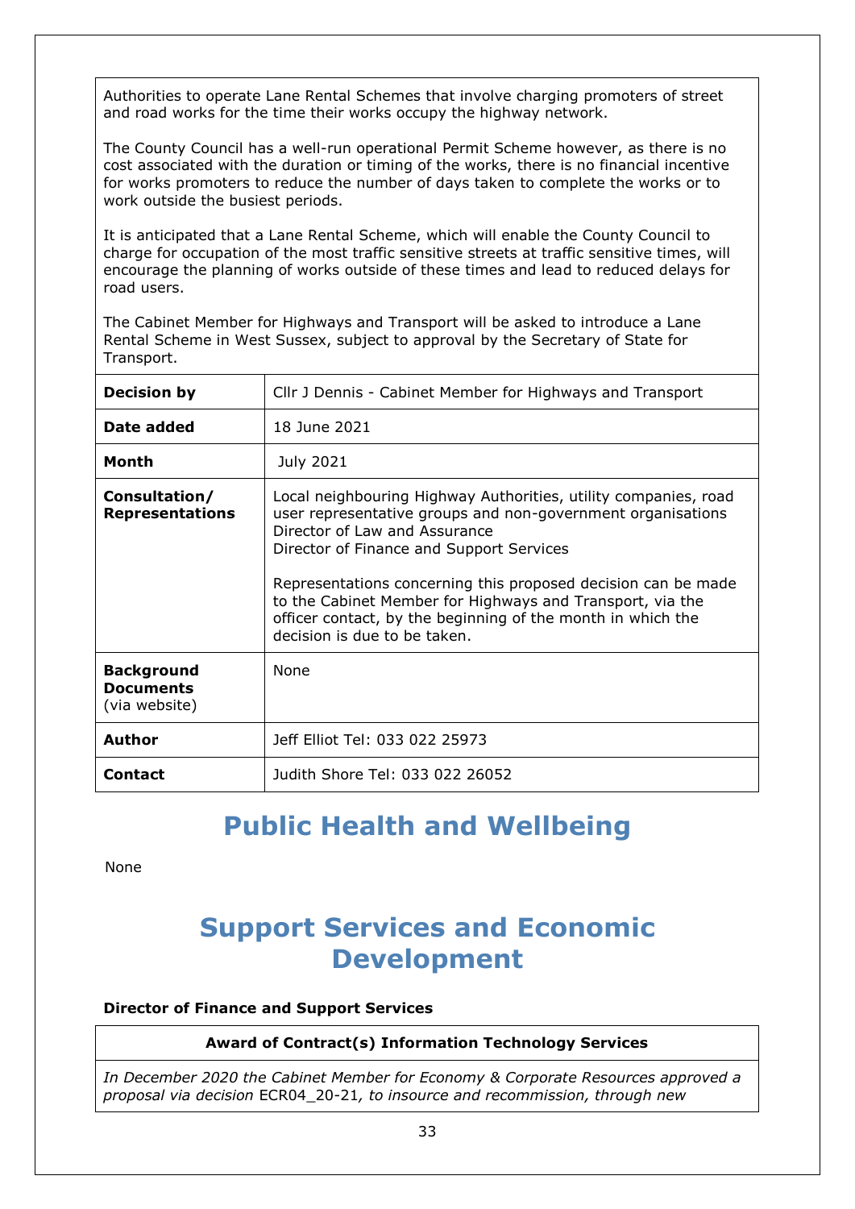Authorities to operate Lane Rental Schemes that involve charging promoters of street and road works for the time their works occupy the highway network.

The County Council has a well-run operational Permit Scheme however, as there is no cost associated with the duration or timing of the works, there is no financial incentive for works promoters to reduce the number of days taken to complete the works or to work outside the busiest periods.

It is anticipated that a Lane Rental Scheme, which will enable the County Council to charge for occupation of the most traffic sensitive streets at traffic sensitive times, will encourage the planning of works outside of these times and lead to reduced delays for road users.

The Cabinet Member for Highways and Transport will be asked to introduce a Lane Rental Scheme in West Sussex, subject to approval by the Secretary of State for Transport.

| | |
|---|---|
| **Decision by** | Cllr J Dennis - Cabinet Member for Highways and Transport |
| **Date added** | 18 June 2021 |
| **Month** | July 2021 |
| **Consultation/ Representations** | Local neighbouring Highway Authorities, utility companies, road user representative groups and non-government organisations<br>Director of Law and Assurance<br>Director of Finance and Support Services<br><br>Representations concerning this proposed decision can be made to the Cabinet Member for Highways and Transport, via the officer contact, by the beginning of the month in which the decision is due to be taken. |
| **Background Documents** (via website) | None |
| **Author** | Jeff Elliot Tel: 033 022 25973 |
| **Contact** | Judith Shore Tel: 033 022 26052 |

# Public Health and Wellbeing

None

# Support Services and Economic Development

**Director of Finance and Support Services**

**Award of Contract(s) Information Technology Services**

*In December 2020 the Cabinet Member for Economy & Corporate Resources approved a proposal via decision* ECR04_20-21*, to insource and recommission, through new*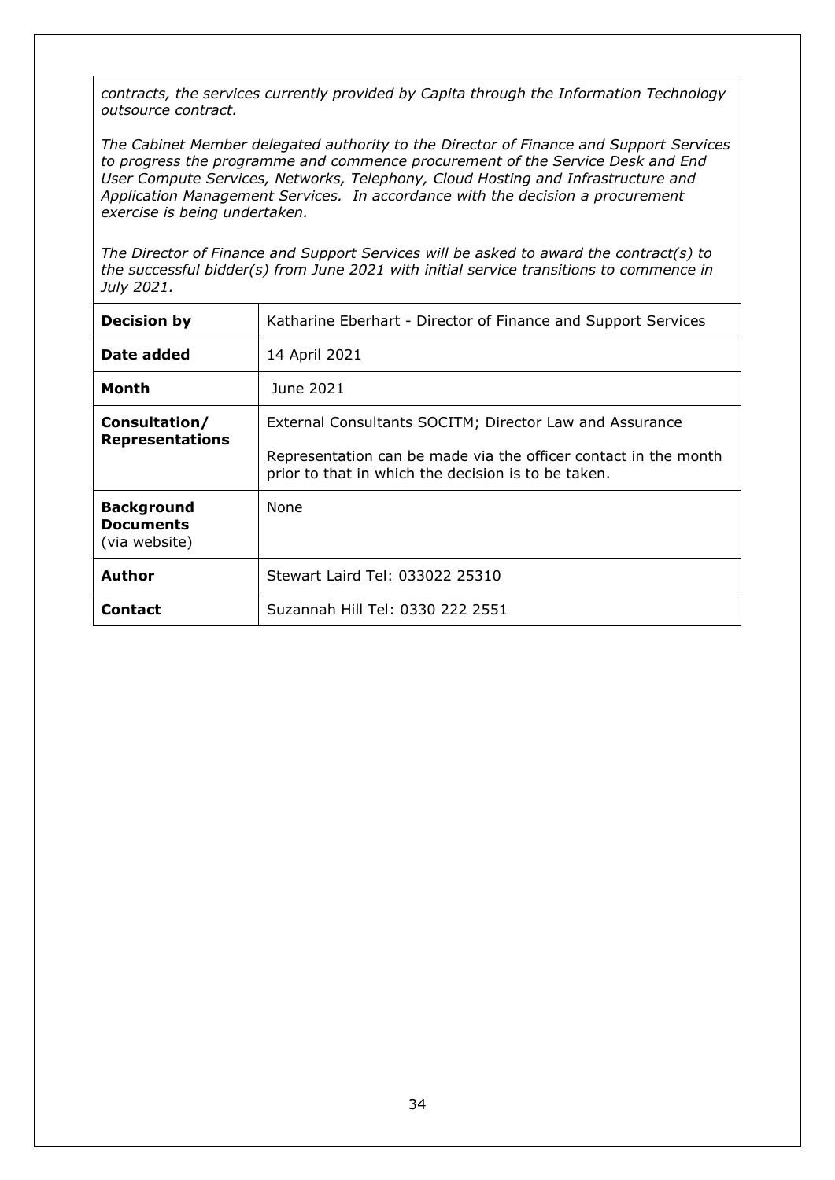*contracts, the services currently provided by Capita through the Information Technology outsource contract.*

*The Cabinet Member delegated authority to the Director of Finance and Support Services to progress the programme and commence procurement of the Service Desk and End User Compute Services, Networks, Telephony, Cloud Hosting and Infrastructure and Application Management Services. In accordance with the decision a procurement exercise is being undertaken.*

*The Director of Finance and Support Services will be asked to award the contract(s) to the successful bidder(s) from June 2021 with initial service transitions to commence in July 2021.*

| | |
|---|---|
| **Decision by** | Katharine Eberhart - Director of Finance and Support Services |
| **Date added** | 14 April 2021 |
| **Month** | June 2021 |
| **Consultation/ Representations** | External Consultants SOCITM; Director Law and Assurance<br><br>Representation can be made via the officer contact in the month prior to that in which the decision is to be taken. |
| **Background Documents** (via website) | None |
| **Author** | Stewart Laird Tel: 033022 25310 |
| **Contact** | Suzannah Hill Tel: 0330 222 2551 |